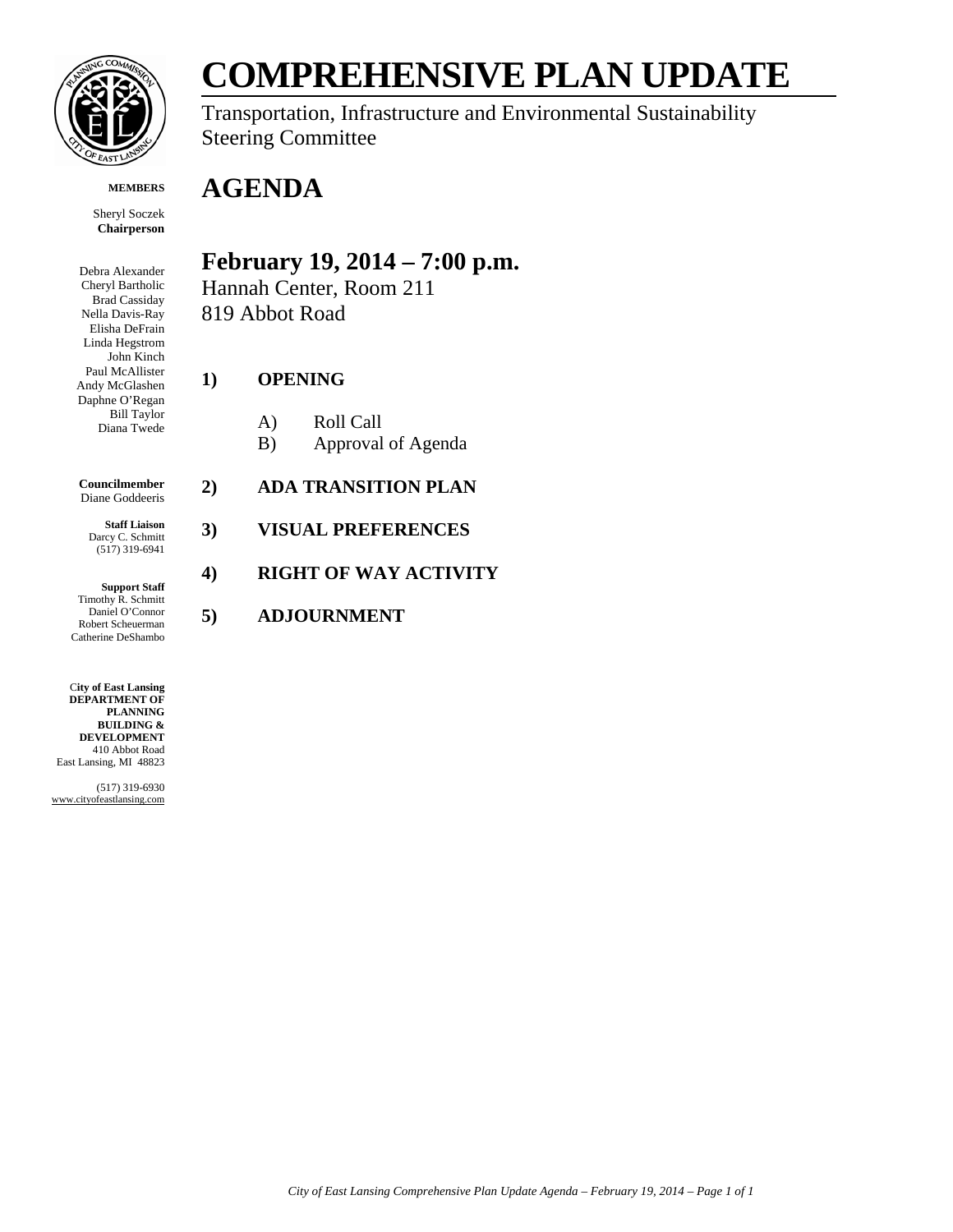# COMPREHENSIVE PLAN UPDATE

Transportation, Infrastructure and Environmental Sustainability Steering Committee

**MEMBERS**

Sheryl Soczek
**Chairperson**

Debra Alexander
Cheryl Bartholic
Brad Cassiday
Nella Davis-Ray
Elisha DeFrain
Linda Hegstrom
John Kinch
Paul McAllister
Andy McGlashen
Daphne O'Regan
Bill Taylor
Diana Twede

**Councilmember**
Diane Goddeeris

**Staff Liaison**
Darcy C. Schmitt
(517) 319-6941

**Support Staff**
Timothy R. Schmitt
Daniel O'Connor
Robert Scheuerman
Catherine DeShambo

**City of East Lansing**
**DEPARTMENT OF PLANNING BUILDING & DEVELOPMENT**
410 Abbot Road
East Lansing, MI 48823

(517) 319-6930
www.cityofeastlansing.com

# AGENDA

## February 19, 2014 – 7:00 p.m.

Hannah Center, Room 211
819 Abbot Road

**1) OPENING**

- A) Roll Call
- B) Approval of Agenda

**2) ADA TRANSITION PLAN**

**3) VISUAL PREFERENCES**

**4) RIGHT OF WAY ACTIVITY**

**5) ADJOURNMENT**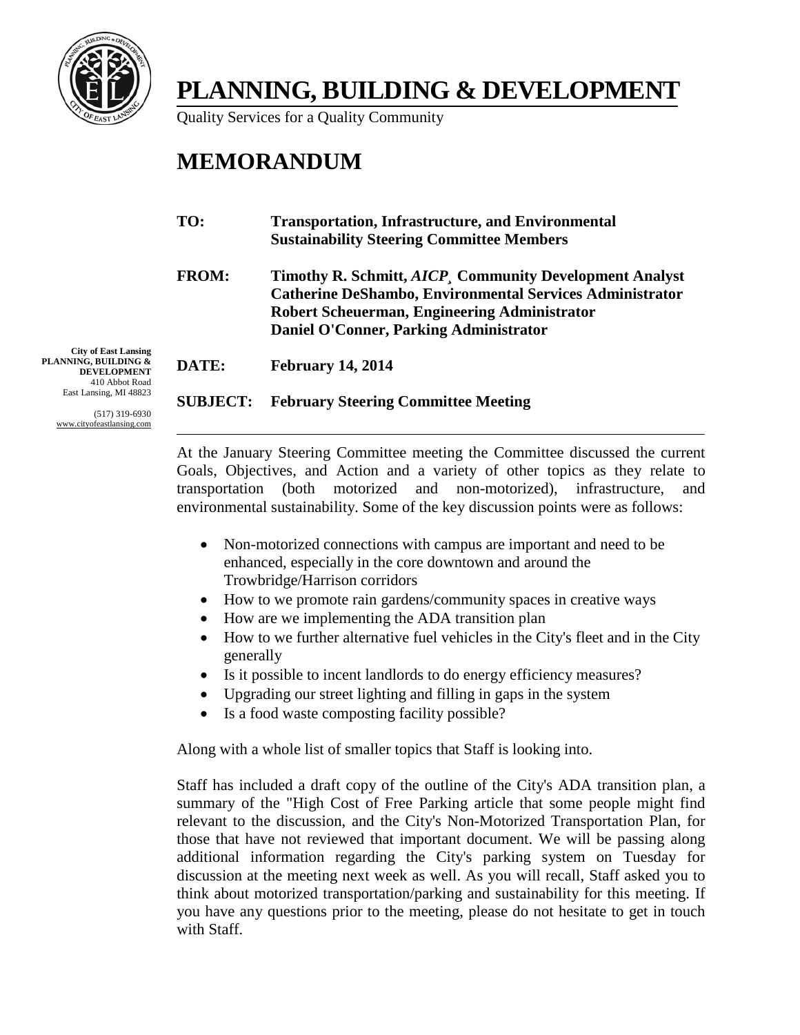# PLANNING, BUILDING & DEVELOPMENT

Quality Services for a Quality Community

# MEMORANDUM

**City of East Lansing**
**PLANNING, BUILDING & DEVELOPMENT**
410 Abbot Road
East Lansing, MI 48823

(517) 319-6930
www.cityofeastlansing.com

**TO:** **Transportation, Infrastructure, and Environmental Sustainability Steering Committee Members**

**FROM:** **Timothy R. Schmitt, *AICP*¸ Community Development Analyst**
**Catherine DeShambo, Environmental Services Administrator**
**Robert Scheuerman, Engineering Administrator**
**Daniel O'Conner, Parking Administrator**

**DATE:** **February 14, 2014**

**SUBJECT:** **February Steering Committee Meeting**

---

At the January Steering Committee meeting the Committee discussed the current Goals, Objectives, and Action and a variety of other topics as they relate to transportation (both motorized and non-motorized), infrastructure, and environmental sustainability. Some of the key discussion points were as follows:

- Non-motorized connections with campus are important and need to be enhanced, especially in the core downtown and around the Trowbridge/Harrison corridors
- How to we promote rain gardens/community spaces in creative ways
- How are we implementing the ADA transition plan
- How to we further alternative fuel vehicles in the City's fleet and in the City generally
- Is it possible to incent landlords to do energy efficiency measures?
- Upgrading our street lighting and filling in gaps in the system
- Is a food waste composting facility possible?

Along with a whole list of smaller topics that Staff is looking into.

Staff has included a draft copy of the outline of the City's ADA transition plan, a summary of the "High Cost of Free Parking article that some people might find relevant to the discussion, and the City's Non-Motorized Transportation Plan, for those that have not reviewed that important document. We will be passing along additional information regarding the City's parking system on Tuesday for discussion at the meeting next week as well. As you will recall, Staff asked you to think about motorized transportation/parking and sustainability for this meeting. If you have any questions prior to the meeting, please do not hesitate to get in touch with Staff.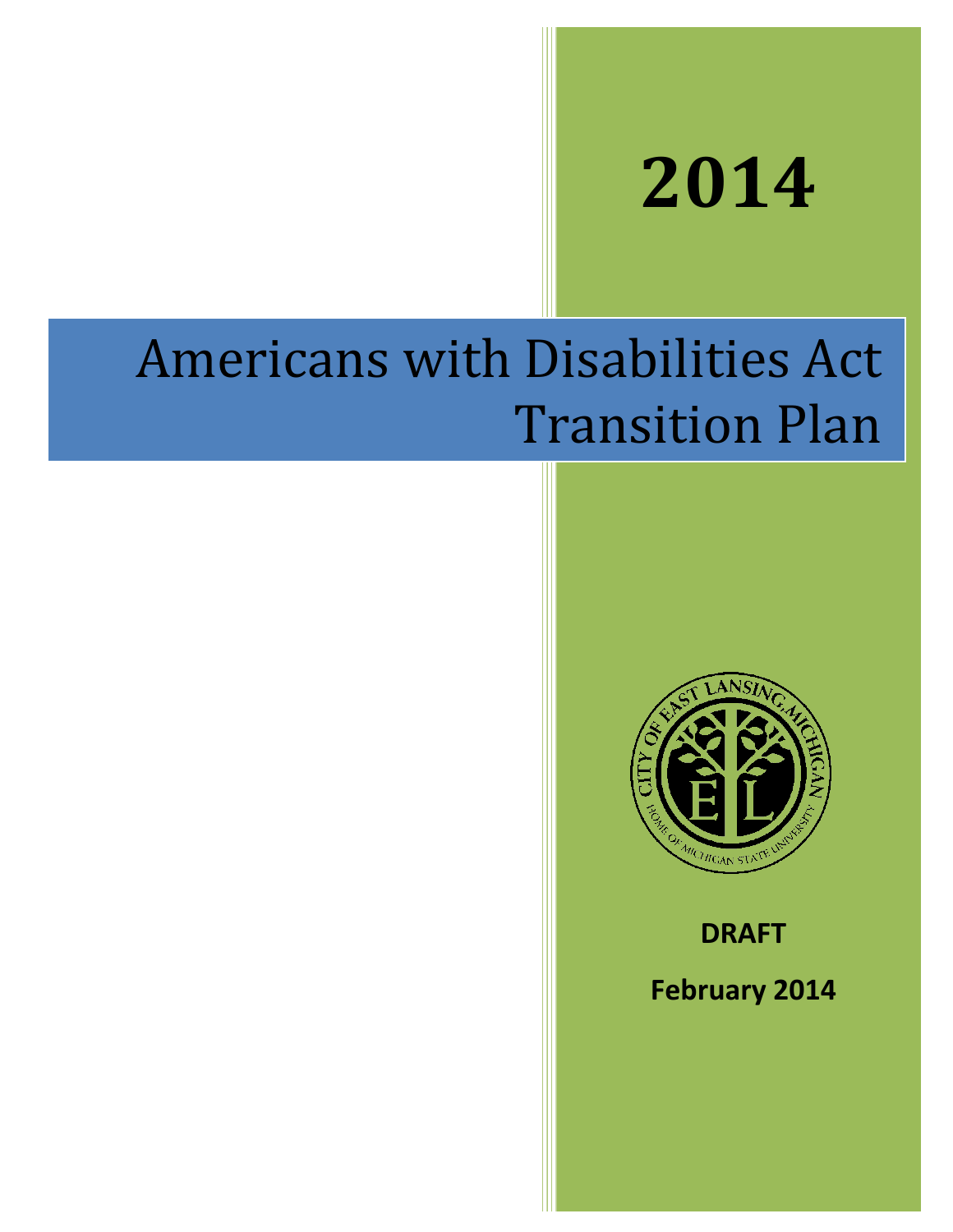# 2014

# Americans with Disabilities Act Transition Plan

**DRAFT**

**February 2014**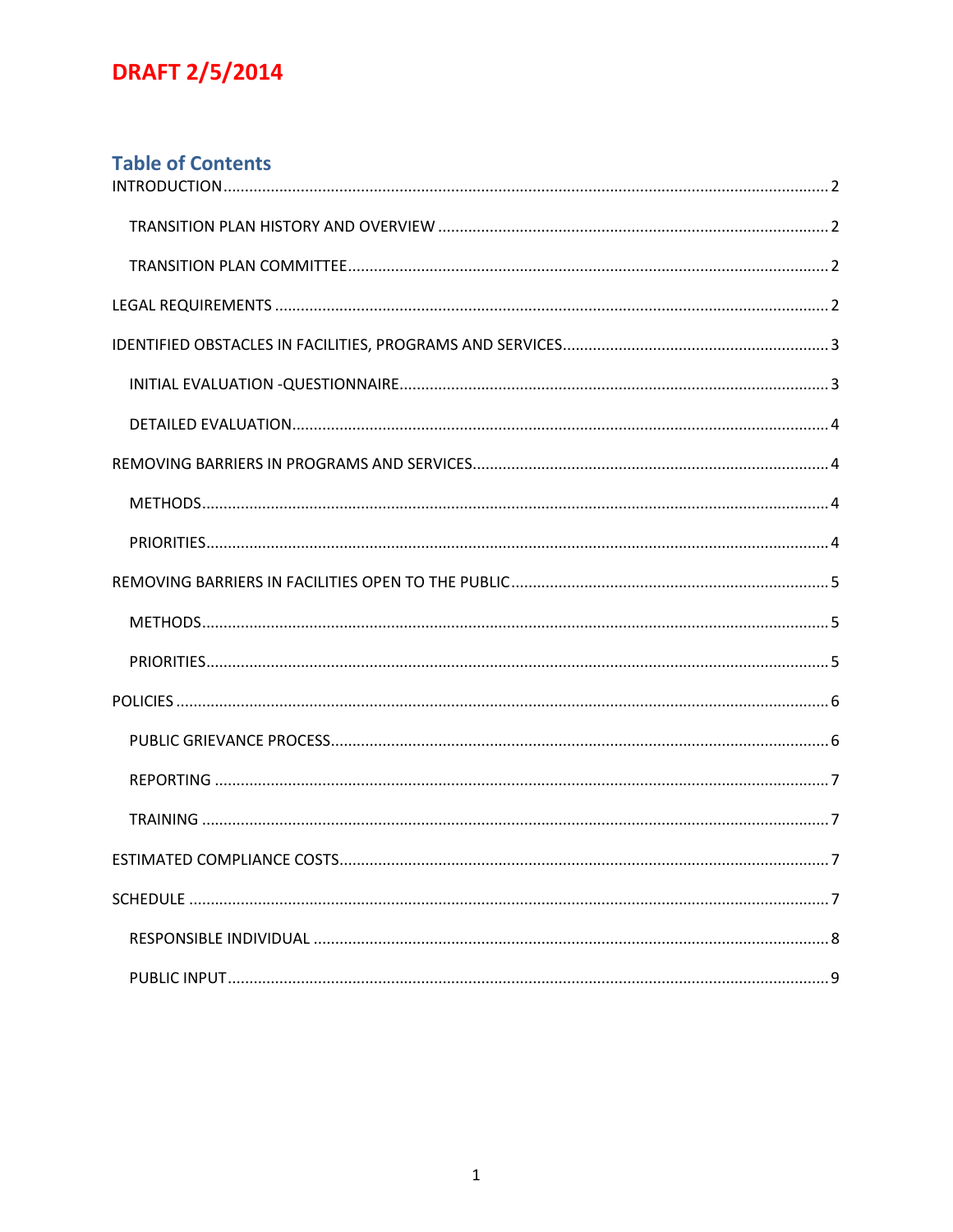**DRAFT 2/5/2014**

## Table of Contents

INTRODUCTION .......... 2

- TRANSITION PLAN HISTORY AND OVERVIEW .......... 2
- TRANSITION PLAN COMMITTEE .......... 2

LEGAL REQUIREMENTS .......... 2

IDENTIFIED OBSTACLES IN FACILITIES, PROGRAMS AND SERVICES .......... 3

- INITIAL EVALUATION -QUESTIONNAIRE .......... 3
- DETAILED EVALUATION .......... 4

REMOVING BARRIERS IN PROGRAMS AND SERVICES .......... 4

- METHODS .......... 4
- PRIORITIES .......... 4

REMOVING BARRIERS IN FACILITIES OPEN TO THE PUBLIC .......... 5

- METHODS .......... 5
- PRIORITIES .......... 5

POLICIES .......... 6

- PUBLIC GRIEVANCE PROCESS .......... 6
- REPORTING .......... 7
- TRAINING .......... 7

ESTIMATED COMPLIANCE COSTS .......... 7

SCHEDULE .......... 7

- RESPONSIBLE INDIVIDUAL .......... 8
- PUBLIC INPUT .......... 9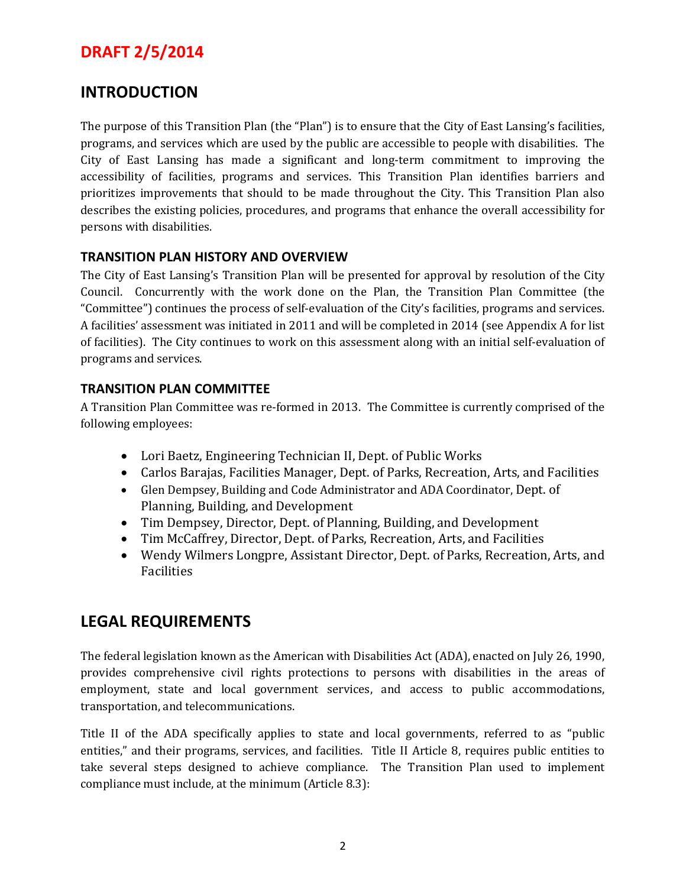**DRAFT 2/5/2014**

## INTRODUCTION

The purpose of this Transition Plan (the "Plan") is to ensure that the City of East Lansing's facilities, programs, and services which are used by the public are accessible to people with disabilities. The City of East Lansing has made a significant and long-term commitment to improving the accessibility of facilities, programs and services. This Transition Plan identifies barriers and prioritizes improvements that should to be made throughout the City. This Transition Plan also describes the existing policies, procedures, and programs that enhance the overall accessibility for persons with disabilities.

### TRANSITION PLAN HISTORY AND OVERVIEW

The City of East Lansing's Transition Plan will be presented for approval by resolution of the City Council. Concurrently with the work done on the Plan, the Transition Plan Committee (the "Committee") continues the process of self-evaluation of the City's facilities, programs and services. A facilities' assessment was initiated in 2011 and will be completed in 2014 (see Appendix A for list of facilities). The City continues to work on this assessment along with an initial self-evaluation of programs and services.

### TRANSITION PLAN COMMITTEE

A Transition Plan Committee was re-formed in 2013. The Committee is currently comprised of the following employees:

- Lori Baetz, Engineering Technician II, Dept. of Public Works
- Carlos Barajas, Facilities Manager, Dept. of Parks, Recreation, Arts, and Facilities
- Glen Dempsey, Building and Code Administrator and ADA Coordinator, Dept. of Planning, Building, and Development
- Tim Dempsey, Director, Dept. of Planning, Building, and Development
- Tim McCaffrey, Director, Dept. of Parks, Recreation, Arts, and Facilities
- Wendy Wilmers Longpre, Assistant Director, Dept. of Parks, Recreation, Arts, and Facilities

## LEGAL REQUIREMENTS

The federal legislation known as the American with Disabilities Act (ADA), enacted on July 26, 1990, provides comprehensive civil rights protections to persons with disabilities in the areas of employment, state and local government services, and access to public accommodations, transportation, and telecommunications.

Title II of the ADA specifically applies to state and local governments, referred to as "public entities," and their programs, services, and facilities. Title II Article 8, requires public entities to take several steps designed to achieve compliance. The Transition Plan used to implement compliance must include, at the minimum (Article 8.3):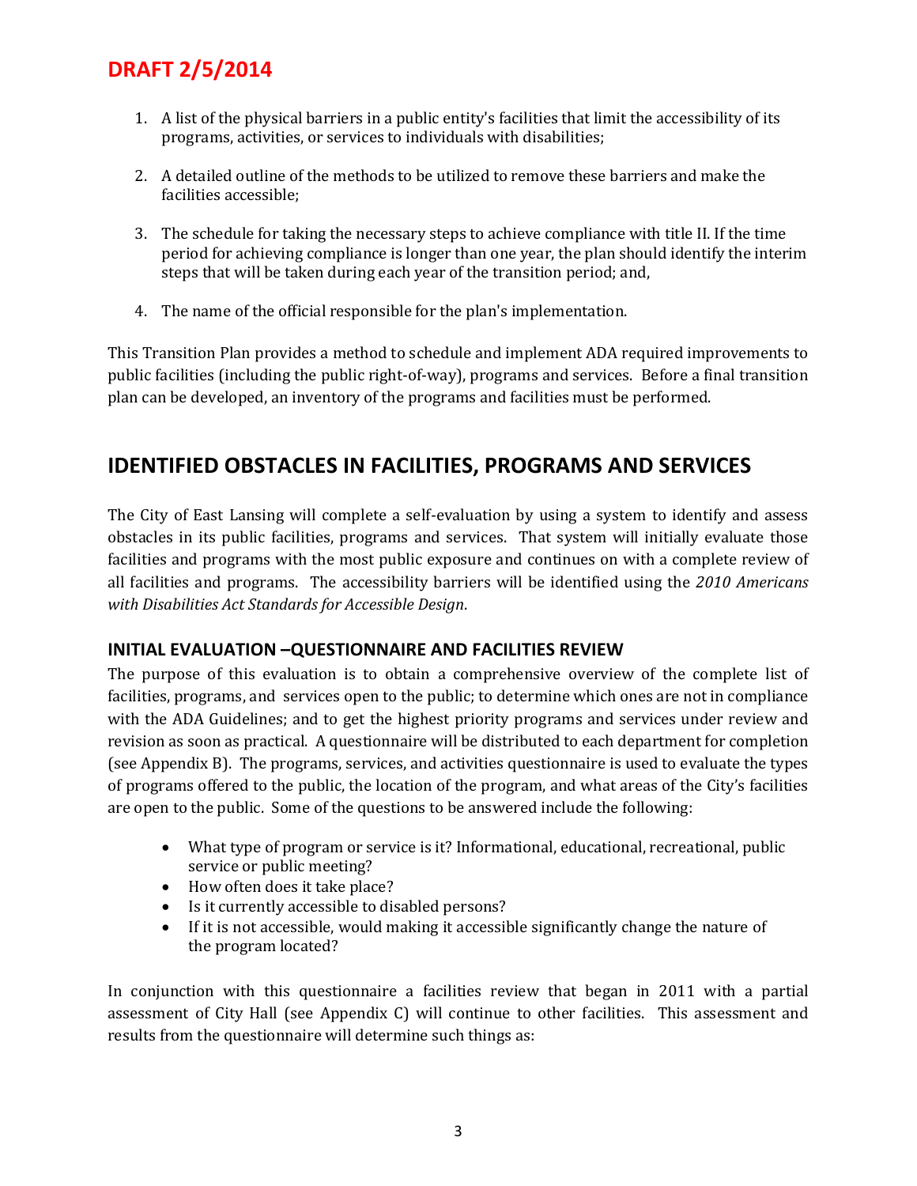DRAFT 2/5/2014

1. A list of the physical barriers in a public entity's facilities that limit the accessibility of its programs, activities, or services to individuals with disabilities;

2. A detailed outline of the methods to be utilized to remove these barriers and make the facilities accessible;

3. The schedule for taking the necessary steps to achieve compliance with title II. If the time period for achieving compliance is longer than one year, the plan should identify the interim steps that will be taken during each year of the transition period; and,

4. The name of the official responsible for the plan's implementation.

This Transition Plan provides a method to schedule and implement ADA required improvements to public facilities (including the public right-of-way), programs and services. Before a final transition plan can be developed, an inventory of the programs and facilities must be performed.

## IDENTIFIED OBSTACLES IN FACILITIES, PROGRAMS AND SERVICES

The City of East Lansing will complete a self-evaluation by using a system to identify and assess obstacles in its public facilities, programs and services. That system will initially evaluate those facilities and programs with the most public exposure and continues on with a complete review of all facilities and programs. The accessibility barriers will be identified using the *2010 Americans with Disabilities Act Standards for Accessible Design*.

### INITIAL EVALUATION –QUESTIONNAIRE AND FACILITIES REVIEW

The purpose of this evaluation is to obtain a comprehensive overview of the complete list of facilities, programs, and services open to the public; to determine which ones are not in compliance with the ADA Guidelines; and to get the highest priority programs and services under review and revision as soon as practical. A questionnaire will be distributed to each department for completion (see Appendix B). The programs, services, and activities questionnaire is used to evaluate the types of programs offered to the public, the location of the program, and what areas of the City's facilities are open to the public. Some of the questions to be answered include the following:

- What type of program or service is it? Informational, educational, recreational, public service or public meeting?
- How often does it take place?
- Is it currently accessible to disabled persons?
- If it is not accessible, would making it accessible significantly change the nature of the program located?

In conjunction with this questionnaire a facilities review that began in 2011 with a partial assessment of City Hall (see Appendix C) will continue to other facilities. This assessment and results from the questionnaire will determine such things as: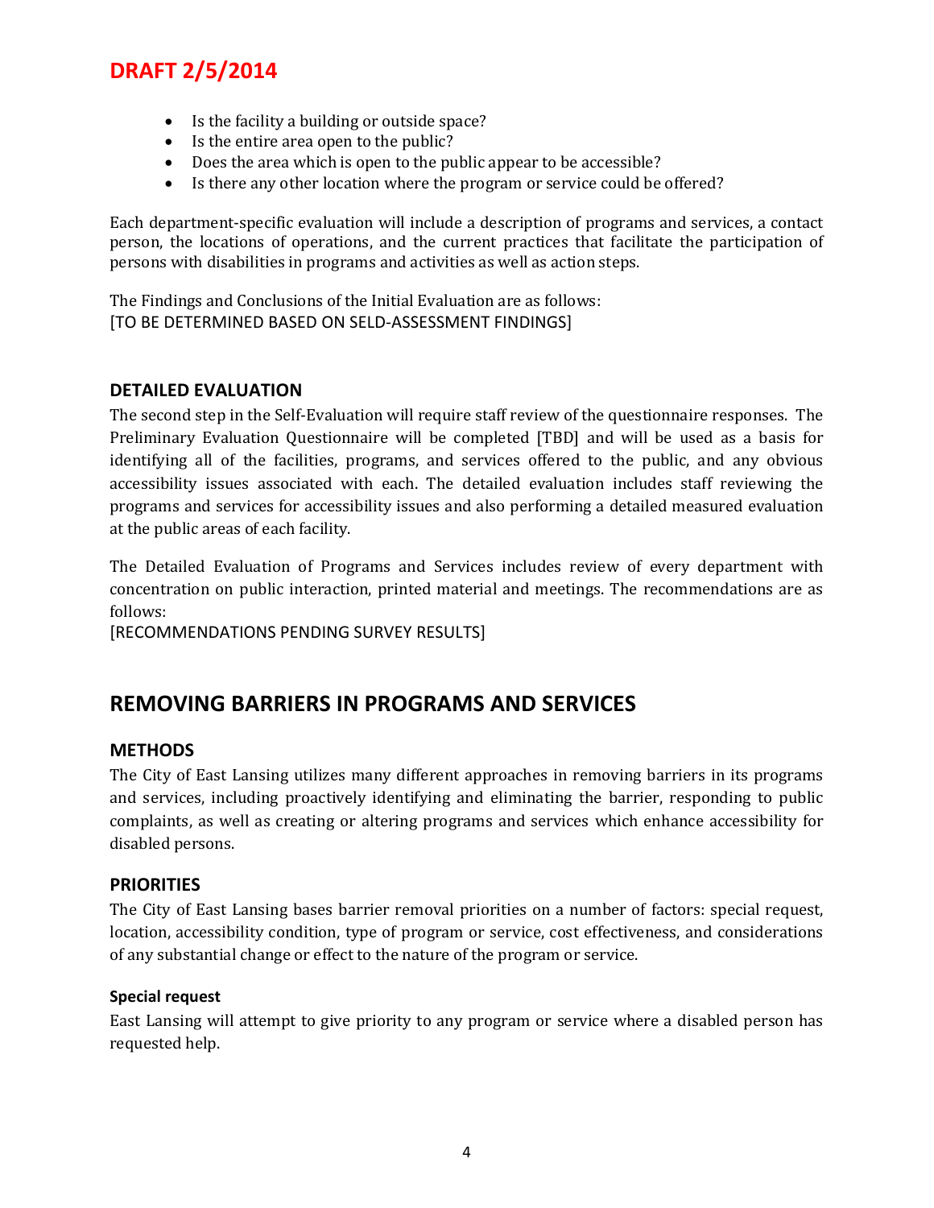- Is the facility a building or outside space?
- Is the entire area open to the public?
- Does the area which is open to the public appear to be accessible?
- Is there any other location where the program or service could be offered?

Each department-specific evaluation will include a description of programs and services, a contact person, the locations of operations, and the current practices that facilitate the participation of persons with disabilities in programs and activities as well as action steps.

The Findings and Conclusions of the Initial Evaluation are as follows:
[TO BE DETERMINED BASED ON SELD-ASSESSMENT FINDINGS]

### DETAILED EVALUATION

The second step in the Self-Evaluation will require staff review of the questionnaire responses. The Preliminary Evaluation Questionnaire will be completed [TBD] and will be used as a basis for identifying all of the facilities, programs, and services offered to the public, and any obvious accessibility issues associated with each. The detailed evaluation includes staff reviewing the programs and services for accessibility issues and also performing a detailed measured evaluation at the public areas of each facility.

The Detailed Evaluation of Programs and Services includes review of every department with concentration on public interaction, printed material and meetings. The recommendations are as follows:
[RECOMMENDATIONS PENDING SURVEY RESULTS]

## REMOVING BARRIERS IN PROGRAMS AND SERVICES

### METHODS

The City of East Lansing utilizes many different approaches in removing barriers in its programs and services, including proactively identifying and eliminating the barrier, responding to public complaints, as well as creating or altering programs and services which enhance accessibility for disabled persons.

### PRIORITIES

The City of East Lansing bases barrier removal priorities on a number of factors: special request, location, accessibility condition, type of program or service, cost effectiveness, and considerations of any substantial change or effect to the nature of the program or service.

#### Special request

East Lansing will attempt to give priority to any program or service where a disabled person has requested help.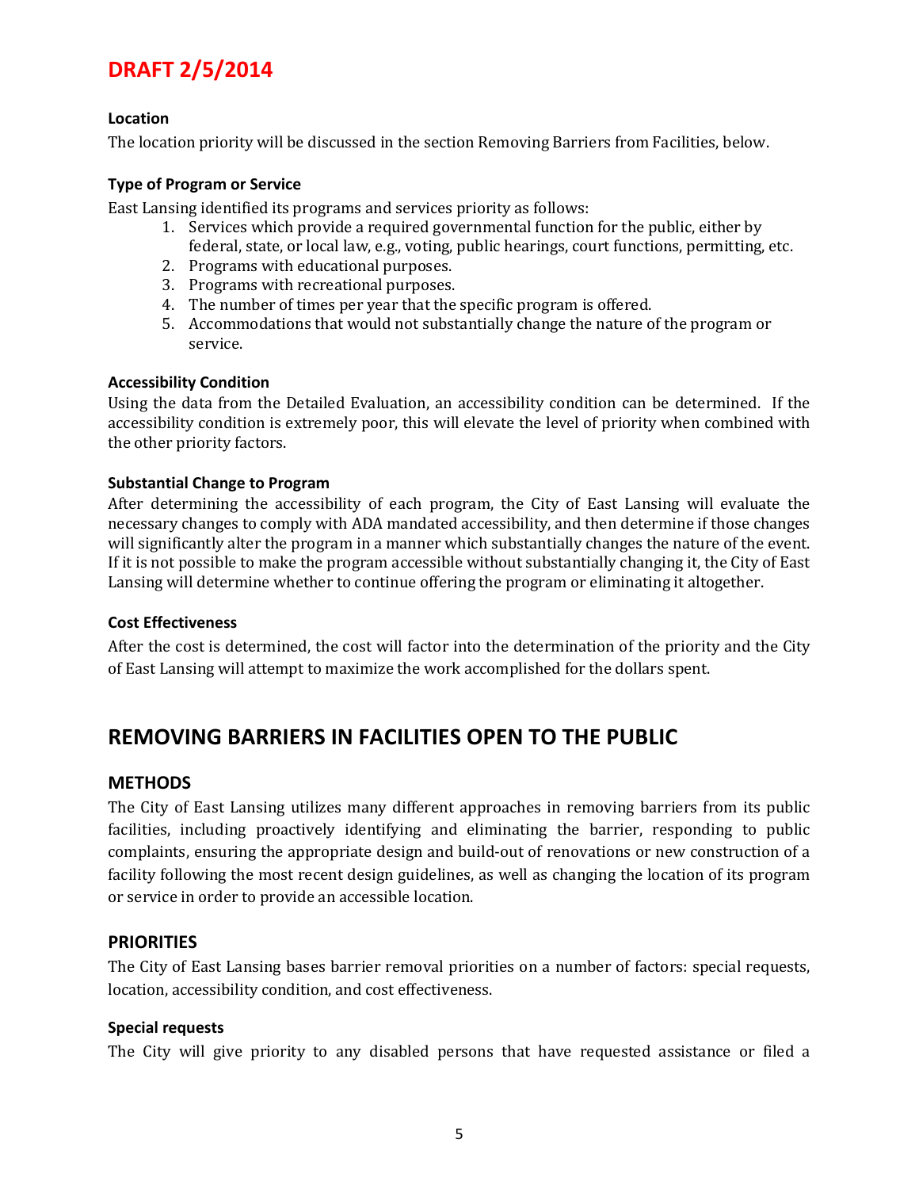**DRAFT 2/5/2014**

#### Location

The location priority will be discussed in the section Removing Barriers from Facilities, below.

#### Type of Program or Service

East Lansing identified its programs and services priority as follows:

1. Services which provide a required governmental function for the public, either by federal, state, or local law, e.g., voting, public hearings, court functions, permitting, etc.
2. Programs with educational purposes.
3. Programs with recreational purposes.
4. The number of times per year that the specific program is offered.
5. Accommodations that would not substantially change the nature of the program or service.

#### Accessibility Condition

Using the data from the Detailed Evaluation, an accessibility condition can be determined. If the accessibility condition is extremely poor, this will elevate the level of priority when combined with the other priority factors.

#### Substantial Change to Program

After determining the accessibility of each program, the City of East Lansing will evaluate the necessary changes to comply with ADA mandated accessibility, and then determine if those changes will significantly alter the program in a manner which substantially changes the nature of the event. If it is not possible to make the program accessible without substantially changing it, the City of East Lansing will determine whether to continue offering the program or eliminating it altogether.

#### Cost Effectiveness

After the cost is determined, the cost will factor into the determination of the priority and the City of East Lansing will attempt to maximize the work accomplished for the dollars spent.

## REMOVING BARRIERS IN FACILITIES OPEN TO THE PUBLIC

### METHODS

The City of East Lansing utilizes many different approaches in removing barriers from its public facilities, including proactively identifying and eliminating the barrier, responding to public complaints, ensuring the appropriate design and build-out of renovations or new construction of a facility following the most recent design guidelines, as well as changing the location of its program or service in order to provide an accessible location.

### PRIORITIES

The City of East Lansing bases barrier removal priorities on a number of factors: special requests, location, accessibility condition, and cost effectiveness.

#### Special requests

The City will give priority to any disabled persons that have requested assistance or filed a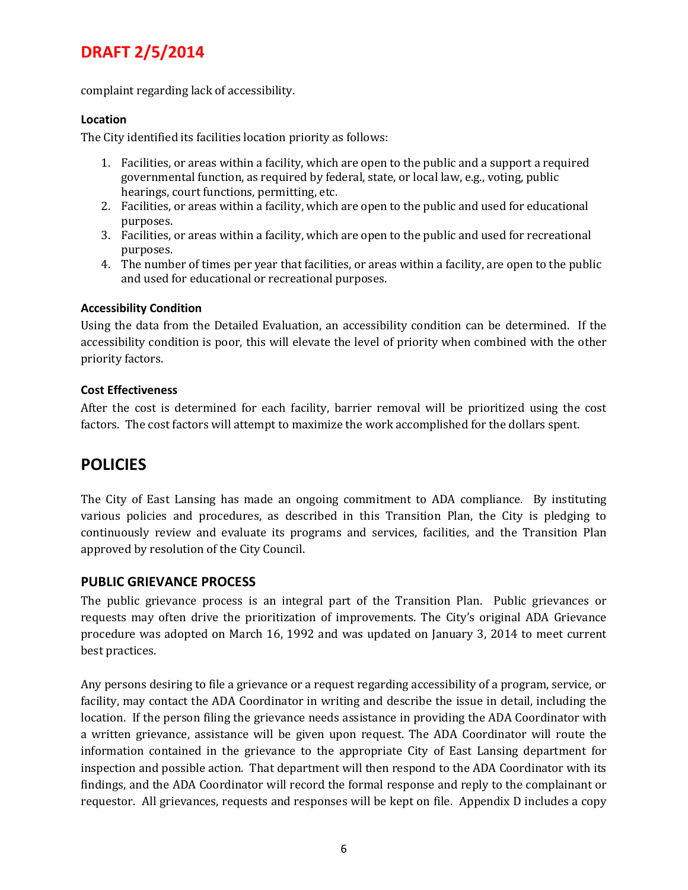complaint regarding lack of accessibility.

#### Location

The City identified its facilities location priority as follows:

1. Facilities, or areas within a facility, which are open to the public and a support a required governmental function, as required by federal, state, or local law, e.g., voting, public hearings, court functions, permitting, etc.
2. Facilities, or areas within a facility, which are open to the public and used for educational purposes.
3. Facilities, or areas within a facility, which are open to the public and used for recreational purposes.
4. The number of times per year that facilities, or areas within a facility, are open to the public and used for educational or recreational purposes.

#### Accessibility Condition

Using the data from the Detailed Evaluation, an accessibility condition can be determined. If the accessibility condition is poor, this will elevate the level of priority when combined with the other priority factors.

#### Cost Effectiveness

After the cost is determined for each facility, barrier removal will be prioritized using the cost factors. The cost factors will attempt to maximize the work accomplished for the dollars spent.

## POLICIES

The City of East Lansing has made an ongoing commitment to ADA compliance. By instituting various policies and procedures, as described in this Transition Plan, the City is pledging to continuously review and evaluate its programs and services, facilities, and the Transition Plan approved by resolution of the City Council.

### PUBLIC GRIEVANCE PROCESS

The public grievance process is an integral part of the Transition Plan. Public grievances or requests may often drive the prioritization of improvements. The City's original ADA Grievance procedure was adopted on March 16, 1992 and was updated on January 3, 2014 to meet current best practices.

Any persons desiring to file a grievance or a request regarding accessibility of a program, service, or facility, may contact the ADA Coordinator in writing and describe the issue in detail, including the location. If the person filing the grievance needs assistance in providing the ADA Coordinator with a written grievance, assistance will be given upon request. The ADA Coordinator will route the information contained in the grievance to the appropriate City of East Lansing department for inspection and possible action. That department will then respond to the ADA Coordinator with its findings, and the ADA Coordinator will record the formal response and reply to the complainant or requestor. All grievances, requests and responses will be kept on file. Appendix D includes a copy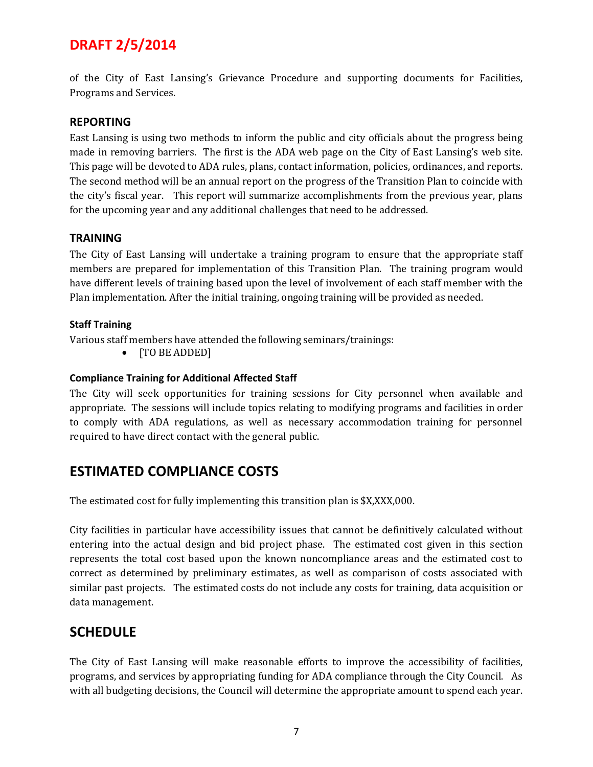# DRAFT 2/5/2014

of the City of East Lansing's Grievance Procedure and supporting documents for Facilities, Programs and Services.

### REPORTING

East Lansing is using two methods to inform the public and city officials about the progress being made in removing barriers. The first is the ADA web page on the City of East Lansing's web site. This page will be devoted to ADA rules, plans, contact information, policies, ordinances, and reports. The second method will be an annual report on the progress of the Transition Plan to coincide with the city's fiscal year. This report will summarize accomplishments from the previous year, plans for the upcoming year and any additional challenges that need to be addressed.

### TRAINING

The City of East Lansing will undertake a training program to ensure that the appropriate staff members are prepared for implementation of this Transition Plan. The training program would have different levels of training based upon the level of involvement of each staff member with the Plan implementation. After the initial training, ongoing training will be provided as needed.

#### Staff Training

Various staff members have attended the following seminars/trainings:

- [TO BE ADDED]

#### Compliance Training for Additional Affected Staff

The City will seek opportunities for training sessions for City personnel when available and appropriate. The sessions will include topics relating to modifying programs and facilities in order to comply with ADA regulations, as well as necessary accommodation training for personnel required to have direct contact with the general public.

## ESTIMATED COMPLIANCE COSTS

The estimated cost for fully implementing this transition plan is $X,XXX,000.

City facilities in particular have accessibility issues that cannot be definitively calculated without entering into the actual design and bid project phase. The estimated cost given in this section represents the total cost based upon the known noncompliance areas and the estimated cost to correct as determined by preliminary estimates, as well as comparison of costs associated with similar past projects. The estimated costs do not include any costs for training, data acquisition or data management.

## SCHEDULE

The City of East Lansing will make reasonable efforts to improve the accessibility of facilities, programs, and services by appropriating funding for ADA compliance through the City Council. As with all budgeting decisions, the Council will determine the appropriate amount to spend each year.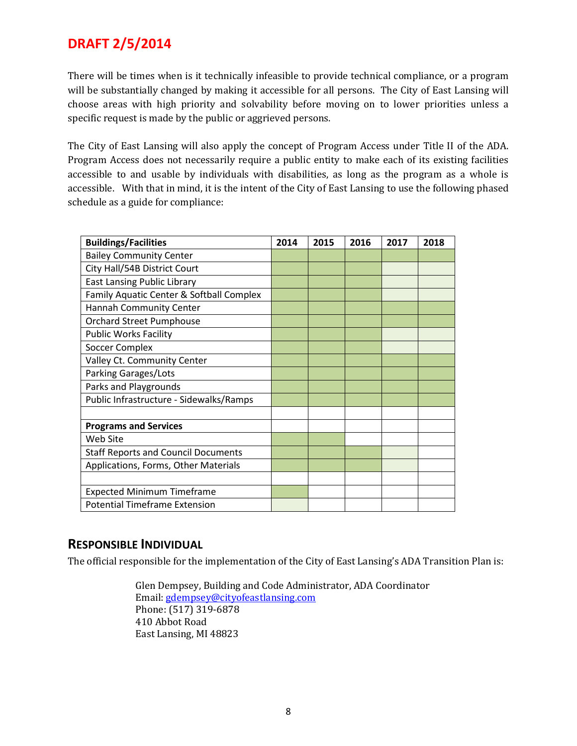# DRAFT 2/5/2014

There will be times when is it technically infeasible to provide technical compliance, or a program will be substantially changed by making it accessible for all persons. The City of East Lansing will choose areas with high priority and solvability before moving on to lower priorities unless a specific request is made by the public or aggrieved persons.

The City of East Lansing will also apply the concept of Program Access under Title II of the ADA. Program Access does not necessarily require a public entity to make each of its existing facilities accessible to and usable by individuals with disabilities, as long as the program as a whole is accessible. With that in mind, it is the intent of the City of East Lansing to use the following phased schedule as a guide for compliance:

| **Buildings/Facilities** | **2014** | **2015** | **2016** | **2017** | **2018** |
|---|---|---|---|---|---|
| Bailey Community Center | ■ | ■ | ■ | ■ | ■ |
| City Hall/54B District Court | ■ | ■ | ■ | □ | □ |
| East Lansing Public Library | ■ | ■ | ■ | □ | □ |
| Family Aquatic Center & Softball Complex | ■ | ■ | ■ | □ | □ |
| Hannah Community Center | ■ | ■ | ■ | ■ | ■ |
| Orchard Street Pumphouse | ■ | ■ | ■ | ■ | ■ |
| Public Works Facility | ■ | ■ | ■ | □ | □ |
| Soccer Complex | ■ | ■ | ■ | □ | □ |
| Valley Ct. Community Center | ■ | ■ | ■ | ■ | ■ |
| Parking Garages/Lots | ■ | ■ | ■ | ■ | ■ |
| Parks and Playgrounds | ■ | ■ | ■ | ■ | ■ |
| Public Infrastructure - Sidewalks/Ramps | ■ | ■ | ■ | ■ | ■ |
| | | | | | |
| **Programs and Services** | | | | | |
| Web Site | ■ | ■ | | | |
| Staff Reports and Council Documents | ■ | ■ | ■ | □ | |
| Applications, Forms, Other Materials | ■ | ■ | ■ | □ | |
| | | | | | |
| Expected Minimum Timeframe | ■ | | | | |
| Potential Timeframe Extension | □ | | | | |

## RESPONSIBLE INDIVIDUAL

The official responsible for the implementation of the City of East Lansing's ADA Transition Plan is:

Glen Dempsey, Building and Code Administrator, ADA Coordinator
Email: gdempsey@cityofeastlansing.com
Phone: (517) 319-6878
410 Abbot Road
East Lansing, MI 48823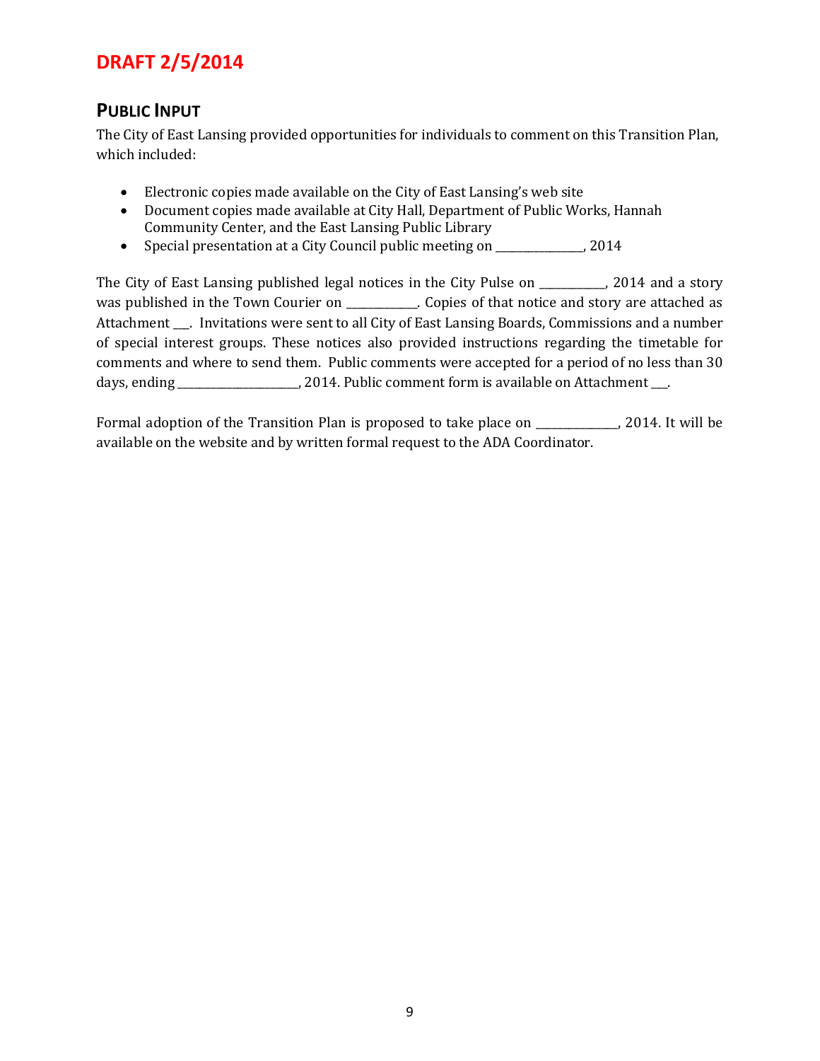**DRAFT 2/5/2014**

## PUBLIC INPUT

The City of East Lansing provided opportunities for individuals to comment on this Transition Plan, which included:

- Electronic copies made available on the City of East Lansing's web site
- Document copies made available at City Hall, Department of Public Works, Hannah Community Center, and the East Lansing Public Library
- Special presentation at a City Council public meeting on _______________, 2014

The City of East Lansing published legal notices in the City Pulse on ___________, 2014 and a story was published in the Town Courier on ____________. Copies of that notice and story are attached as Attachment ___. Invitations were sent to all City of East Lansing Boards, Commissions and a number of special interest groups. These notices also provided instructions regarding the timetable for comments and where to send them. Public comments were accepted for a period of no less than 30 days, ending ____________________, 2014. Public comment form is available on Attachment ___.

Formal adoption of the Transition Plan is proposed to take place on ______________, 2014. It will be available on the website and by written formal request to the ADA Coordinator.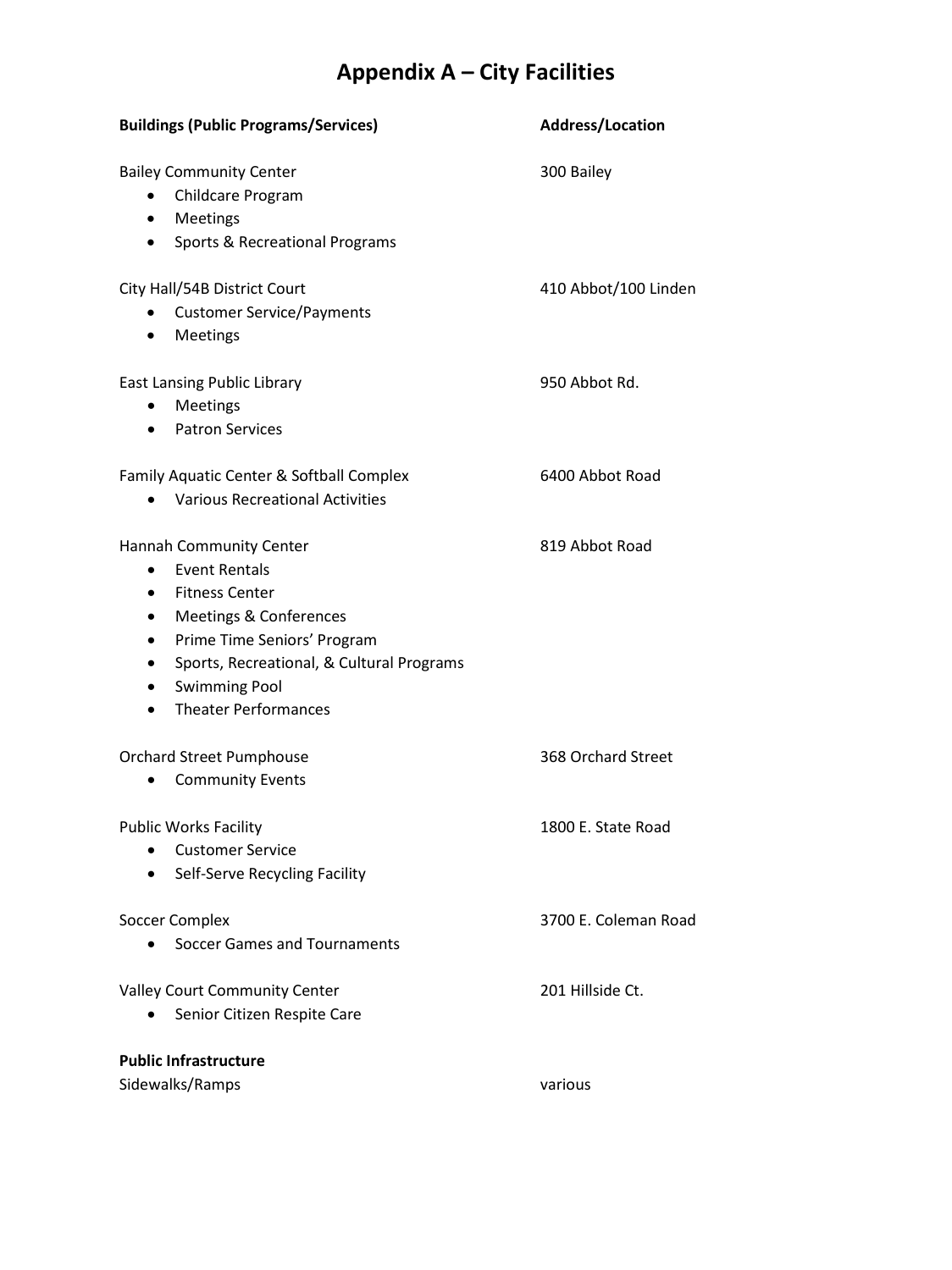# Appendix A – City Facilities

| **Buildings (Public Programs/Services)** | **Address/Location** |
|---|---|
| Bailey Community Center<br>• Childcare Program<br>• Meetings<br>• Sports & Recreational Programs | 300 Bailey |
| City Hall/54B District Court<br>• Customer Service/Payments<br>• Meetings | 410 Abbot/100 Linden |
| East Lansing Public Library<br>• Meetings<br>• Patron Services | 950 Abbot Rd. |
| Family Aquatic Center & Softball Complex<br>• Various Recreational Activities | 6400 Abbot Road |
| Hannah Community Center<br>• Event Rentals<br>• Fitness Center<br>• Meetings & Conferences<br>• Prime Time Seniors' Program<br>• Sports, Recreational, & Cultural Programs<br>• Swimming Pool<br>• Theater Performances | 819 Abbot Road |
| Orchard Street Pumphouse<br>• Community Events | 368 Orchard Street |
| Public Works Facility<br>• Customer Service<br>• Self-Serve Recycling Facility | 1800 E. State Road |
| Soccer Complex<br>• Soccer Games and Tournaments | 3700 E. Coleman Road |
| Valley Court Community Center<br>• Senior Citizen Respite Care | 201 Hillside Ct. |
| **Public Infrastructure** | |
| Sidewalks/Ramps | various |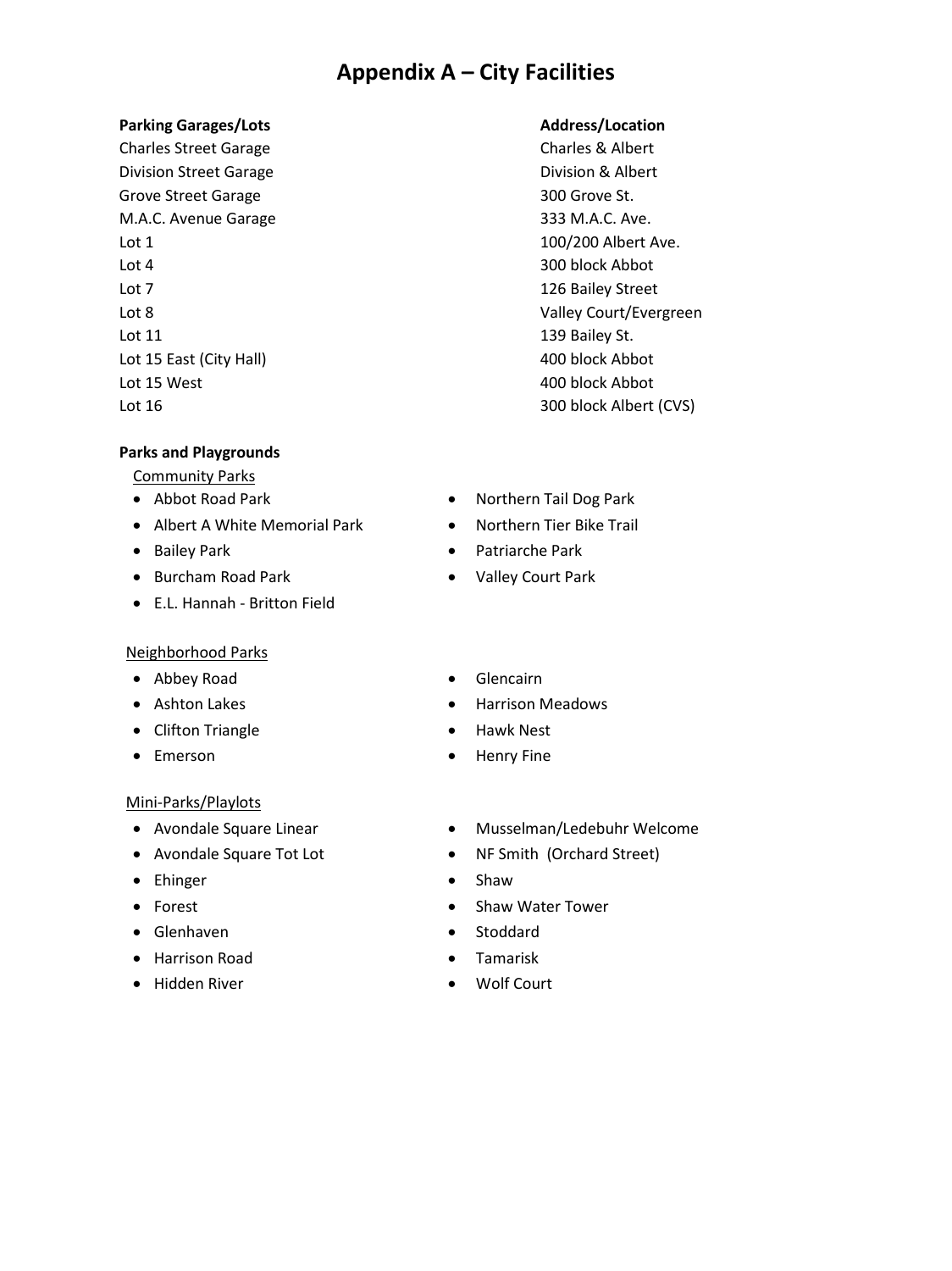# Appendix A – City Facilities

| Parking Garages/Lots | Address/Location |
| --- | --- |
| Charles Street Garage | Charles & Albert |
| Division Street Garage | Division & Albert |
| Grove Street Garage | 300 Grove St. |
| M.A.C. Avenue Garage | 333 M.A.C. Ave. |
| Lot 1 | 100/200 Albert Ave. |
| Lot 4 | 300 block Abbot |
| Lot 7 | 126 Bailey Street |
| Lot 8 | Valley Court/Evergreen |
| Lot 11 | 139 Bailey St. |
| Lot 15 East (City Hall) | 400 block Abbot |
| Lot 15 West | 400 block Abbot |
| Lot 16 | 300 block Albert (CVS) |

**Parks and Playgrounds**

Community Parks

- Abbot Road Park
- Albert A White Memorial Park
- Bailey Park
- Burcham Road Park
- E.L. Hannah - Britton Field
- Northern Tail Dog Park
- Northern Tier Bike Trail
- Patriarche Park
- Valley Court Park

Neighborhood Parks

- Abbey Road
- Ashton Lakes
- Clifton Triangle
- Emerson
- Glencairn
- Harrison Meadows
- Hawk Nest
- Henry Fine

Mini-Parks/Playlots

- Avondale Square Linear
- Avondale Square Tot Lot
- Ehinger
- Forest
- Glenhaven
- Harrison Road
- Hidden River
- Musselman/Ledebuhr Welcome
- NF Smith (Orchard Street)
- Shaw
- Shaw Water Tower
- Stoddard
- Tamarisk
- Wolf Court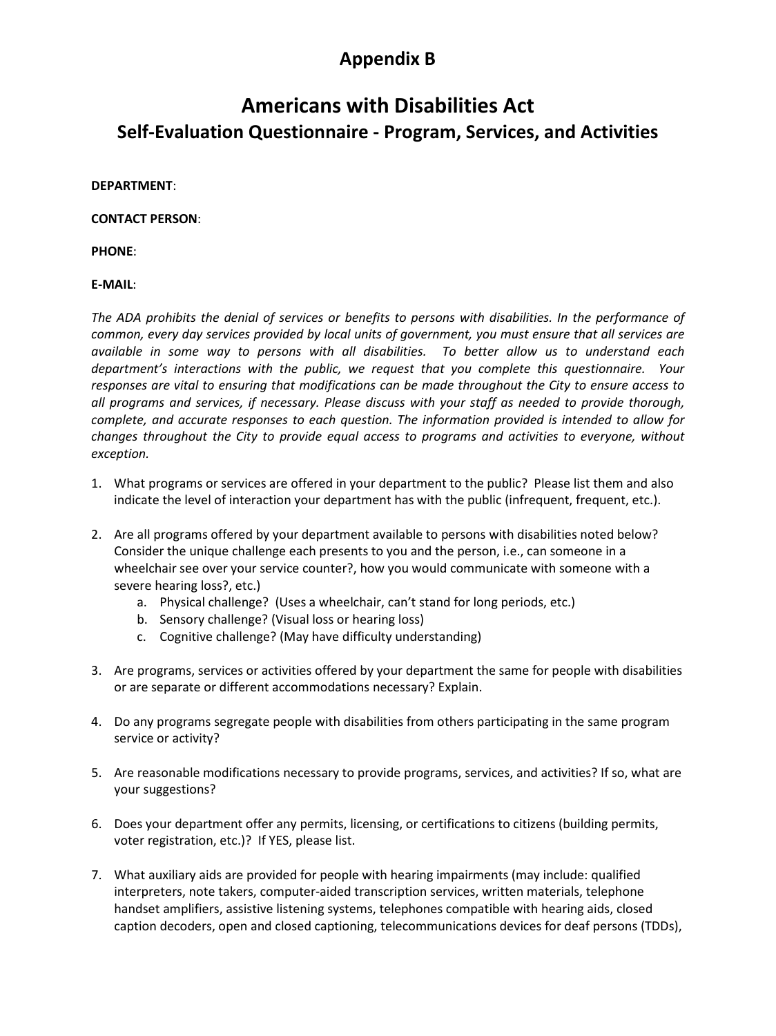# Appendix B

# Americans with Disabilities Act

## Self-Evaluation Questionnaire - Program, Services, and Activities

**DEPARTMENT**:

**CONTACT PERSON**:

**PHONE**:

**E-MAIL**:

*The ADA prohibits the denial of services or benefits to persons with disabilities. In the performance of common, every day services provided by local units of government, you must ensure that all services are available in some way to persons with all disabilities. To better allow us to understand each department's interactions with the public, we request that you complete this questionnaire. Your responses are vital to ensuring that modifications can be made throughout the City to ensure access to all programs and services, if necessary. Please discuss with your staff as needed to provide thorough, complete, and accurate responses to each question. The information provided is intended to allow for changes throughout the City to provide equal access to programs and activities to everyone, without exception.*

1. What programs or services are offered in your department to the public? Please list them and also indicate the level of interaction your department has with the public (infrequent, frequent, etc.).

2. Are all programs offered by your department available to persons with disabilities noted below? Consider the unique challenge each presents to you and the person, i.e., can someone in a wheelchair see over your service counter?, how you would communicate with someone with a severe hearing loss?, etc.)
   a. Physical challenge? (Uses a wheelchair, can't stand for long periods, etc.)
   b. Sensory challenge? (Visual loss or hearing loss)
   c. Cognitive challenge? (May have difficulty understanding)

3. Are programs, services or activities offered by your department the same for people with disabilities or are separate or different accommodations necessary? Explain.

4. Do any programs segregate people with disabilities from others participating in the same program service or activity?

5. Are reasonable modifications necessary to provide programs, services, and activities? If so, what are your suggestions?

6. Does your department offer any permits, licensing, or certifications to citizens (building permits, voter registration, etc.)? If YES, please list.

7. What auxiliary aids are provided for people with hearing impairments (may include: qualified interpreters, note takers, computer-aided transcription services, written materials, telephone handset amplifiers, assistive listening systems, telephones compatible with hearing aids, closed caption decoders, open and closed captioning, telecommunications devices for deaf persons (TDDs),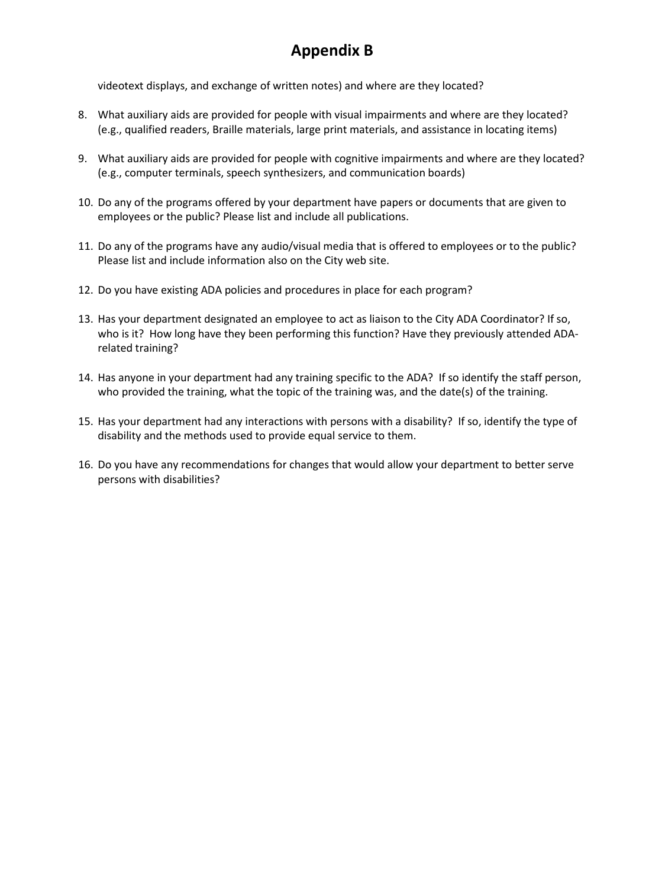# Appendix B

videotext displays, and exchange of written notes) and where are they located?

8. What auxiliary aids are provided for people with visual impairments and where are they located? (e.g., qualified readers, Braille materials, large print materials, and assistance in locating items)

9. What auxiliary aids are provided for people with cognitive impairments and where are they located? (e.g., computer terminals, speech synthesizers, and communication boards)

10. Do any of the programs offered by your department have papers or documents that are given to employees or the public? Please list and include all publications.

11. Do any of the programs have any audio/visual media that is offered to employees or to the public? Please list and include information also on the City web site.

12. Do you have existing ADA policies and procedures in place for each program?

13. Has your department designated an employee to act as liaison to the City ADA Coordinator? If so, who is it? How long have they been performing this function? Have they previously attended ADA-related training?

14. Has anyone in your department had any training specific to the ADA? If so identify the staff person, who provided the training, what the topic of the training was, and the date(s) of the training.

15. Has your department had any interactions with persons with a disability? If so, identify the type of disability and the methods used to provide equal service to them.

16. Do you have any recommendations for changes that would allow your department to better serve persons with disabilities?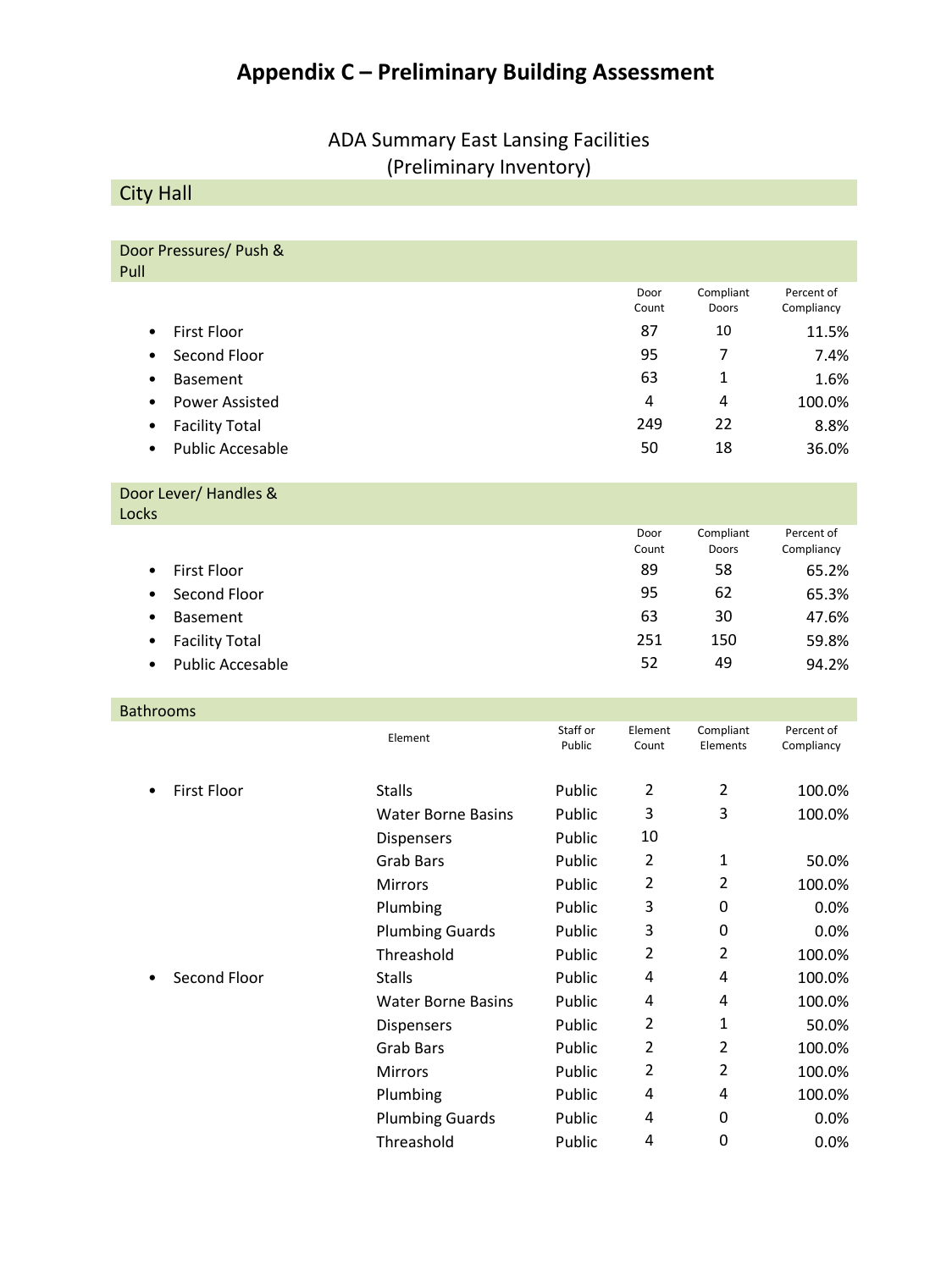# Appendix C – Preliminary Building Assessment

## ADA Summary East Lansing Facilities (Preliminary Inventory)

### City Hall

#### Door Pressures/ Push & Pull

| | Door Count | Compliant Doors | Percent of Compliancy |
|---|---|---|---|
| • First Floor | 87 | 10 | 11.5% |
| • Second Floor | 95 | 7 | 7.4% |
| • Basement | 63 | 1 | 1.6% |
| • Power Assisted | 4 | 4 | 100.0% |
| • Facility Total | 249 | 22 | 8.8% |
| • Public Accesable | 50 | 18 | 36.0% |

#### Door Lever/ Handles & Locks

| | Door Count | Compliant Doors | Percent of Compliancy |
|---|---|---|---|
| • First Floor | 89 | 58 | 65.2% |
| • Second Floor | 95 | 62 | 65.3% |
| • Basement | 63 | 30 | 47.6% |
| • Facility Total | 251 | 150 | 59.8% |
| • Public Accesable | 52 | 49 | 94.2% |

#### Bathrooms

| | Element | Staff or Public | Element Count | Compliant Elements | Percent of Compliancy |
|---|---|---|---|---|---|
| • First Floor | Stalls | Public | 2 | 2 | 100.0% |
| | Water Borne Basins | Public | 3 | 3 | 100.0% |
| | Dispensers | Public | 10 | | |
| | Grab Bars | Public | 2 | 1 | 50.0% |
| | Mirrors | Public | 2 | 2 | 100.0% |
| | Plumbing | Public | 3 | 0 | 0.0% |
| | Plumbing Guards | Public | 3 | 0 | 0.0% |
| | Threashold | Public | 2 | 2 | 100.0% |
| • Second Floor | Stalls | Public | 4 | 4 | 100.0% |
| | Water Borne Basins | Public | 4 | 4 | 100.0% |
| | Dispensers | Public | 2 | 1 | 50.0% |
| | Grab Bars | Public | 2 | 2 | 100.0% |
| | Mirrors | Public | 2 | 2 | 100.0% |
| | Plumbing | Public | 4 | 4 | 100.0% |
| | Plumbing Guards | Public | 4 | 0 | 0.0% |
| | Threashold | Public | 4 | 0 | 0.0% |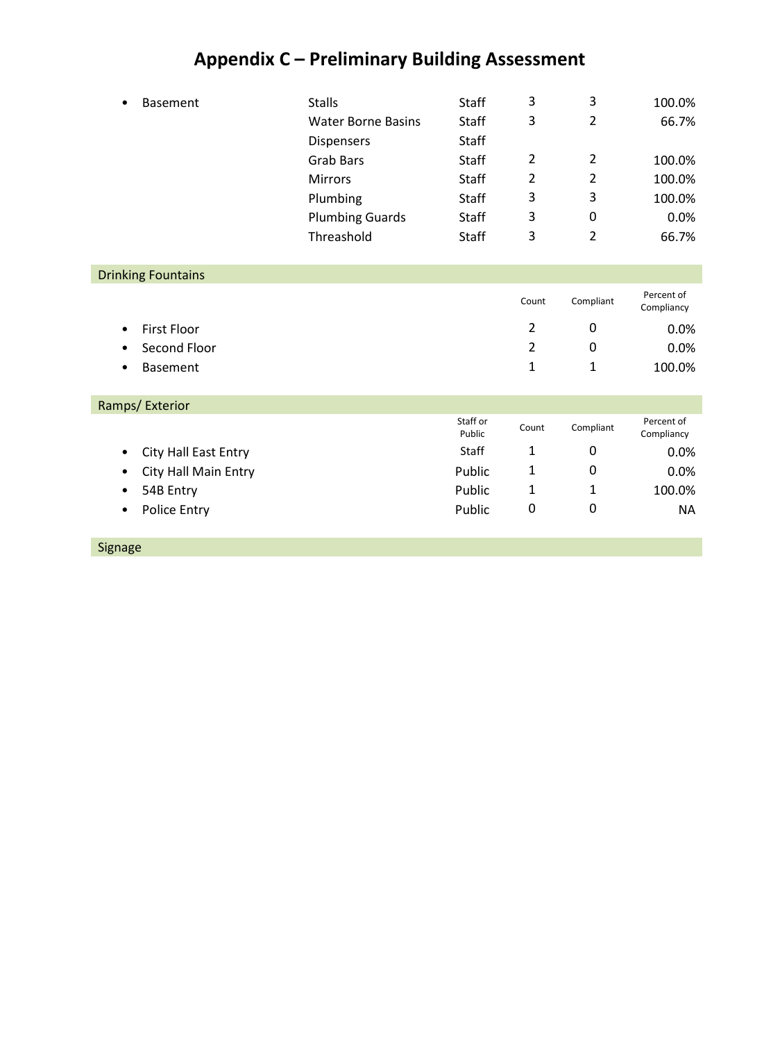# Appendix C – Preliminary Building Assessment

| | | | | | |
|---|---|---|---|---|---|
| • Basement | Stalls | Staff | 3 | 3 | 100.0% |
| | Water Borne Basins | Staff | 3 | 2 | 66.7% |
| | Dispensers | Staff | | | |
| | Grab Bars | Staff | 2 | 2 | 100.0% |
| | Mirrors | Staff | 2 | 2 | 100.0% |
| | Plumbing | Staff | 3 | 3 | 100.0% |
| | Plumbing Guards | Staff | 3 | 0 | 0.0% |
| | Threashold | Staff | 3 | 2 | 66.7% |

## Drinking Fountains

| | Count | Compliant | Percent of Compliancy |
|---|---|---|---|
| • First Floor | 2 | 0 | 0.0% |
| • Second Floor | 2 | 0 | 0.0% |
| • Basement | 1 | 1 | 100.0% |

## Ramps/ Exterior

| | Staff or Public | Count | Compliant | Percent of Compliancy |
|---|---|---|---|---|
| • City Hall East Entry | Staff | 1 | 0 | 0.0% |
| • City Hall Main Entry | Public | 1 | 0 | 0.0% |
| • 54B Entry | Public | 1 | 1 | 100.0% |
| • Police Entry | Public | 0 | 0 | NA |

## Signage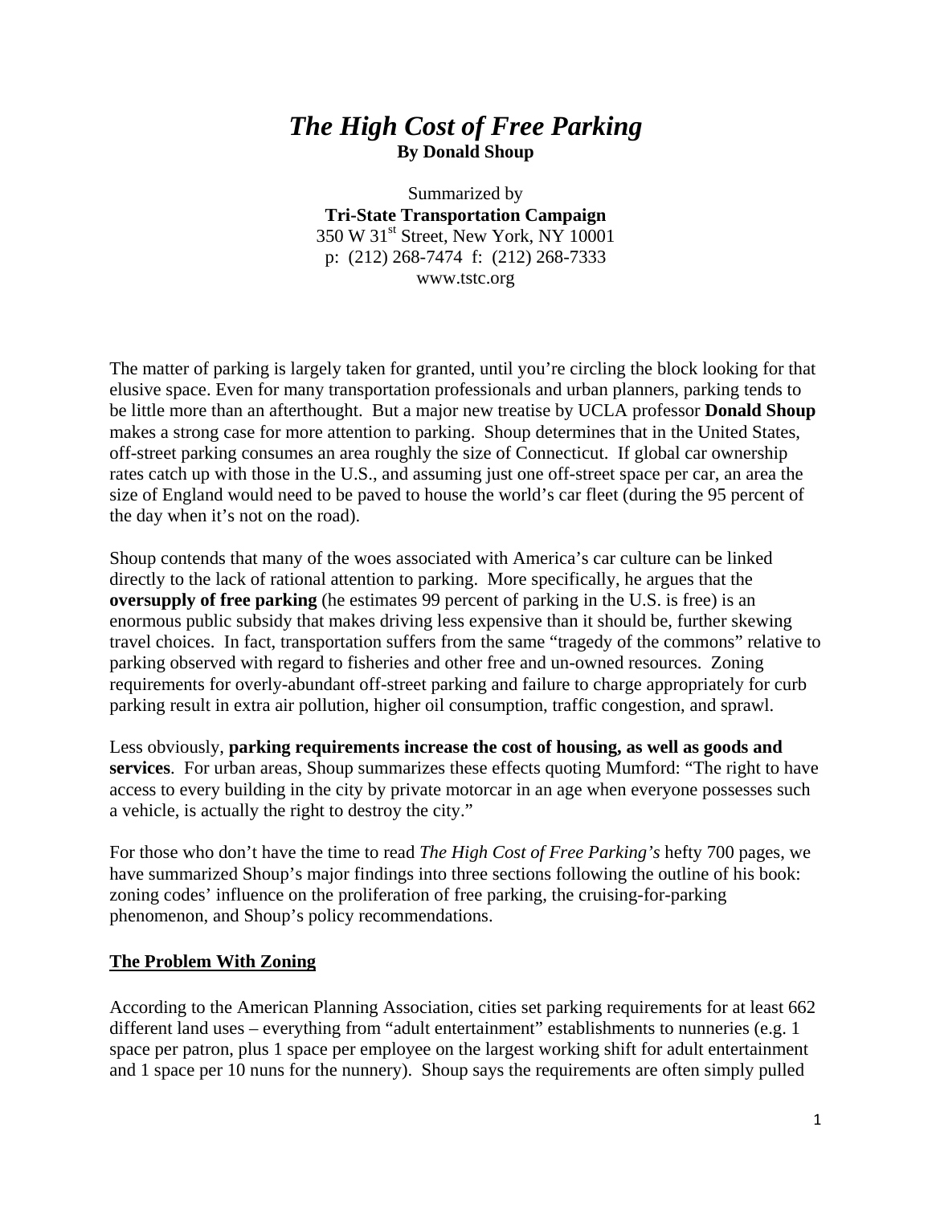# *The High Cost of Free Parking*

**By Donald Shoup**

Summarized by

**Tri-State Transportation Campaign**

350 W 31st Street, New York, NY 10001

p: (212) 268-7474 f: (212) 268-7333

www.tstc.org

The matter of parking is largely taken for granted, until you're circling the block looking for that elusive space. Even for many transportation professionals and urban planners, parking tends to be little more than an afterthought. But a major new treatise by UCLA professor **Donald Shoup** makes a strong case for more attention to parking. Shoup determines that in the United States, off-street parking consumes an area roughly the size of Connecticut. If global car ownership rates catch up with those in the U.S., and assuming just one off-street space per car, an area the size of England would need to be paved to house the world's car fleet (during the 95 percent of the day when it's not on the road).

Shoup contends that many of the woes associated with America's car culture can be linked directly to the lack of rational attention to parking. More specifically, he argues that the **oversupply of free parking** (he estimates 99 percent of parking in the U.S. is free) is an enormous public subsidy that makes driving less expensive than it should be, further skewing travel choices. In fact, transportation suffers from the same "tragedy of the commons" relative to parking observed with regard to fisheries and other free and un-owned resources. Zoning requirements for overly-abundant off-street parking and failure to charge appropriately for curb parking result in extra air pollution, higher oil consumption, traffic congestion, and sprawl.

Less obviously, **parking requirements increase the cost of housing, as well as goods and services**. For urban areas, Shoup summarizes these effects quoting Mumford: "The right to have access to every building in the city by private motorcar in an age when everyone possesses such a vehicle, is actually the right to destroy the city."

For those who don't have the time to read *The High Cost of Free Parking's* hefty 700 pages, we have summarized Shoup's major findings into three sections following the outline of his book: zoning codes' influence on the proliferation of free parking, the cruising-for-parking phenomenon, and Shoup's policy recommendations.

## The Problem With Zoning

According to the American Planning Association, cities set parking requirements for at least 662 different land uses – everything from "adult entertainment" establishments to nunneries (e.g. 1 space per patron, plus 1 space per employee on the largest working shift for adult entertainment and 1 space per 10 nuns for the nunnery). Shoup says the requirements are often simply pulled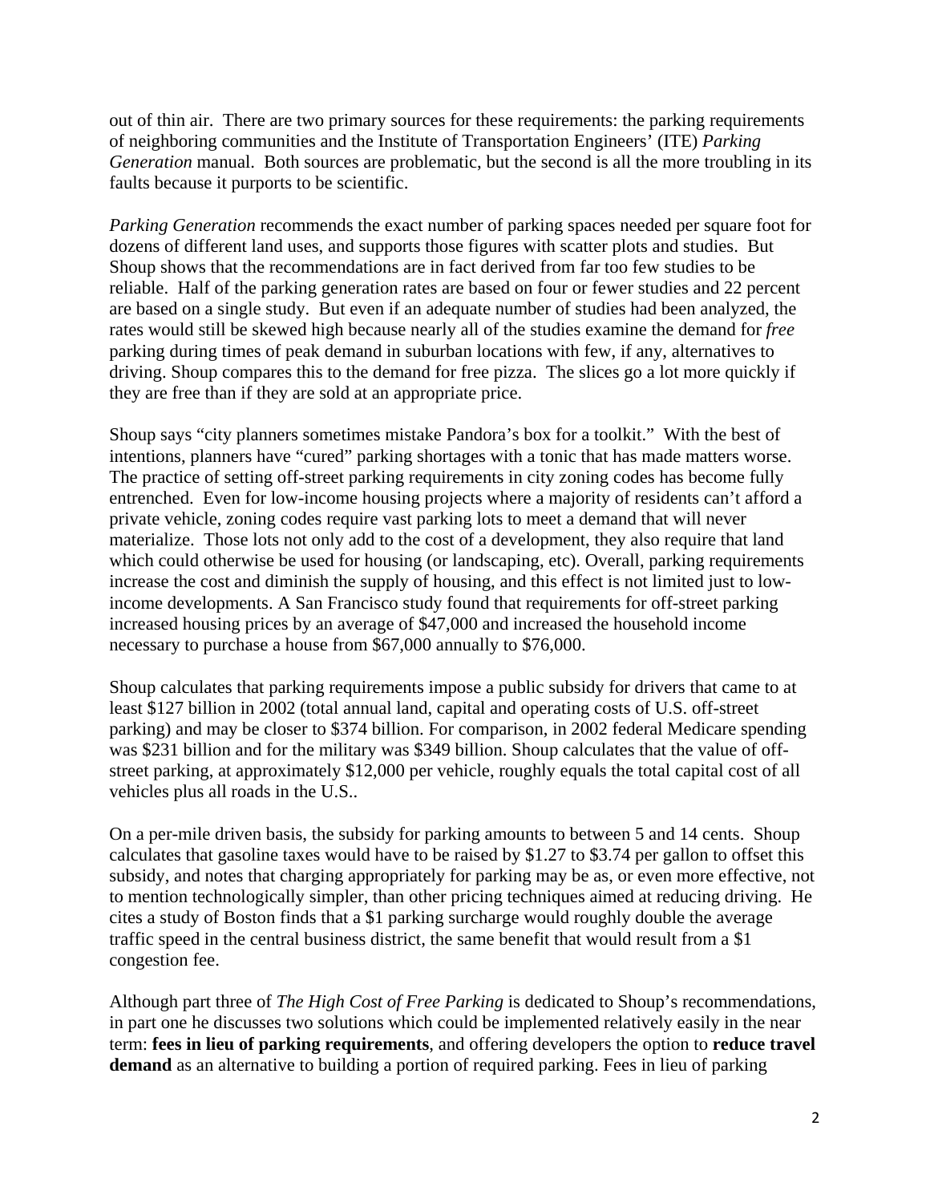out of thin air. There are two primary sources for these requirements: the parking requirements of neighboring communities and the Institute of Transportation Engineers' (ITE) *Parking Generation* manual. Both sources are problematic, but the second is all the more troubling in its faults because it purports to be scientific.

*Parking Generation* recommends the exact number of parking spaces needed per square foot for dozens of different land uses, and supports those figures with scatter plots and studies. But Shoup shows that the recommendations are in fact derived from far too few studies to be reliable. Half of the parking generation rates are based on four or fewer studies and 22 percent are based on a single study. But even if an adequate number of studies had been analyzed, the rates would still be skewed high because nearly all of the studies examine the demand for *free* parking during times of peak demand in suburban locations with few, if any, alternatives to driving. Shoup compares this to the demand for free pizza. The slices go a lot more quickly if they are free than if they are sold at an appropriate price.

Shoup says "city planners sometimes mistake Pandora's box for a toolkit." With the best of intentions, planners have "cured" parking shortages with a tonic that has made matters worse. The practice of setting off-street parking requirements in city zoning codes has become fully entrenched. Even for low-income housing projects where a majority of residents can't afford a private vehicle, zoning codes require vast parking lots to meet a demand that will never materialize. Those lots not only add to the cost of a development, they also require that land which could otherwise be used for housing (or landscaping, etc). Overall, parking requirements increase the cost and diminish the supply of housing, and this effect is not limited just to low-income developments. A San Francisco study found that requirements for off-street parking increased housing prices by an average of $47,000 and increased the household income necessary to purchase a house from $67,000 annually to $76,000.

Shoup calculates that parking requirements impose a public subsidy for drivers that came to at least $127 billion in 2002 (total annual land, capital and operating costs of U.S. off-street parking) and may be closer to $374 billion. For comparison, in 2002 federal Medicare spending was $231 billion and for the military was $349 billion. Shoup calculates that the value of off-street parking, at approximately $12,000 per vehicle, roughly equals the total capital cost of all vehicles plus all roads in the U.S..

On a per-mile driven basis, the subsidy for parking amounts to between 5 and 14 cents. Shoup calculates that gasoline taxes would have to be raised by $1.27 to $3.74 per gallon to offset this subsidy, and notes that charging appropriately for parking may be as, or even more effective, not to mention technologically simpler, than other pricing techniques aimed at reducing driving. He cites a study of Boston finds that a $1 parking surcharge would roughly double the average traffic speed in the central business district, the same benefit that would result from a $1 congestion fee.

Although part three of *The High Cost of Free Parking* is dedicated to Shoup's recommendations, in part one he discusses two solutions which could be implemented relatively easily in the near term: **fees in lieu of parking requirements**, and offering developers the option to **reduce travel demand** as an alternative to building a portion of required parking. Fees in lieu of parking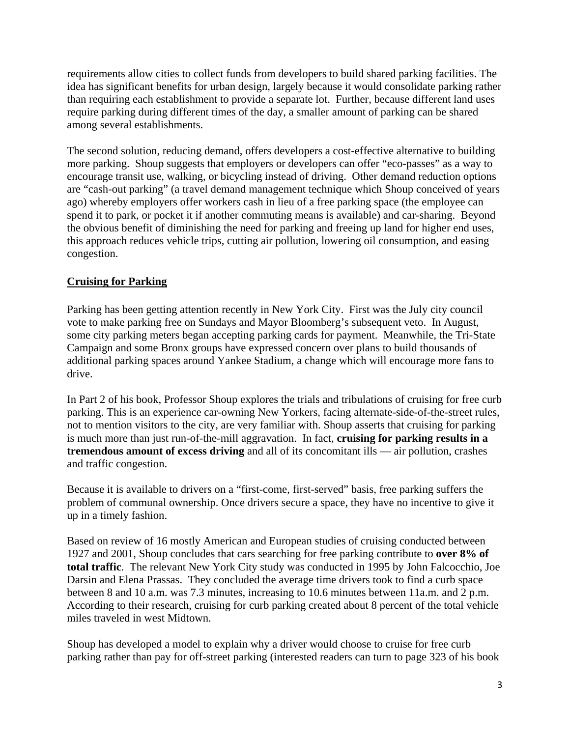requirements allow cities to collect funds from developers to build shared parking facilities. The idea has significant benefits for urban design, largely because it would consolidate parking rather than requiring each establishment to provide a separate lot. Further, because different land uses require parking during different times of the day, a smaller amount of parking can be shared among several establishments.

The second solution, reducing demand, offers developers a cost-effective alternative to building more parking. Shoup suggests that employers or developers can offer "eco-passes" as a way to encourage transit use, walking, or bicycling instead of driving. Other demand reduction options are "cash-out parking" (a travel demand management technique which Shoup conceived of years ago) whereby employers offer workers cash in lieu of a free parking space (the employee can spend it to park, or pocket it if another commuting means is available) and car-sharing. Beyond the obvious benefit of diminishing the need for parking and freeing up land for higher end uses, this approach reduces vehicle trips, cutting air pollution, lowering oil consumption, and easing congestion.

## Cruising for Parking

Parking has been getting attention recently in New York City. First was the July city council vote to make parking free on Sundays and Mayor Bloomberg's subsequent veto. In August, some city parking meters began accepting parking cards for payment. Meanwhile, the Tri-State Campaign and some Bronx groups have expressed concern over plans to build thousands of additional parking spaces around Yankee Stadium, a change which will encourage more fans to drive.

In Part 2 of his book, Professor Shoup explores the trials and tribulations of cruising for free curb parking. This is an experience car-owning New Yorkers, facing alternate-side-of-the-street rules, not to mention visitors to the city, are very familiar with. Shoup asserts that cruising for parking is much more than just run-of-the-mill aggravation. In fact, **cruising for parking results in a tremendous amount of excess driving** and all of its concomitant ills — air pollution, crashes and traffic congestion.

Because it is available to drivers on a "first-come, first-served" basis, free parking suffers the problem of communal ownership. Once drivers secure a space, they have no incentive to give it up in a timely fashion.

Based on review of 16 mostly American and European studies of cruising conducted between 1927 and 2001, Shoup concludes that cars searching for free parking contribute to **over 8% of total traffic**. The relevant New York City study was conducted in 1995 by John Falcocchio, Joe Darsin and Elena Prassas. They concluded the average time drivers took to find a curb space between 8 and 10 a.m. was 7.3 minutes, increasing to 10.6 minutes between 11a.m. and 2 p.m. According to their research, cruising for curb parking created about 8 percent of the total vehicle miles traveled in west Midtown.

Shoup has developed a model to explain why a driver would choose to cruise for free curb parking rather than pay for off-street parking (interested readers can turn to page 323 of his book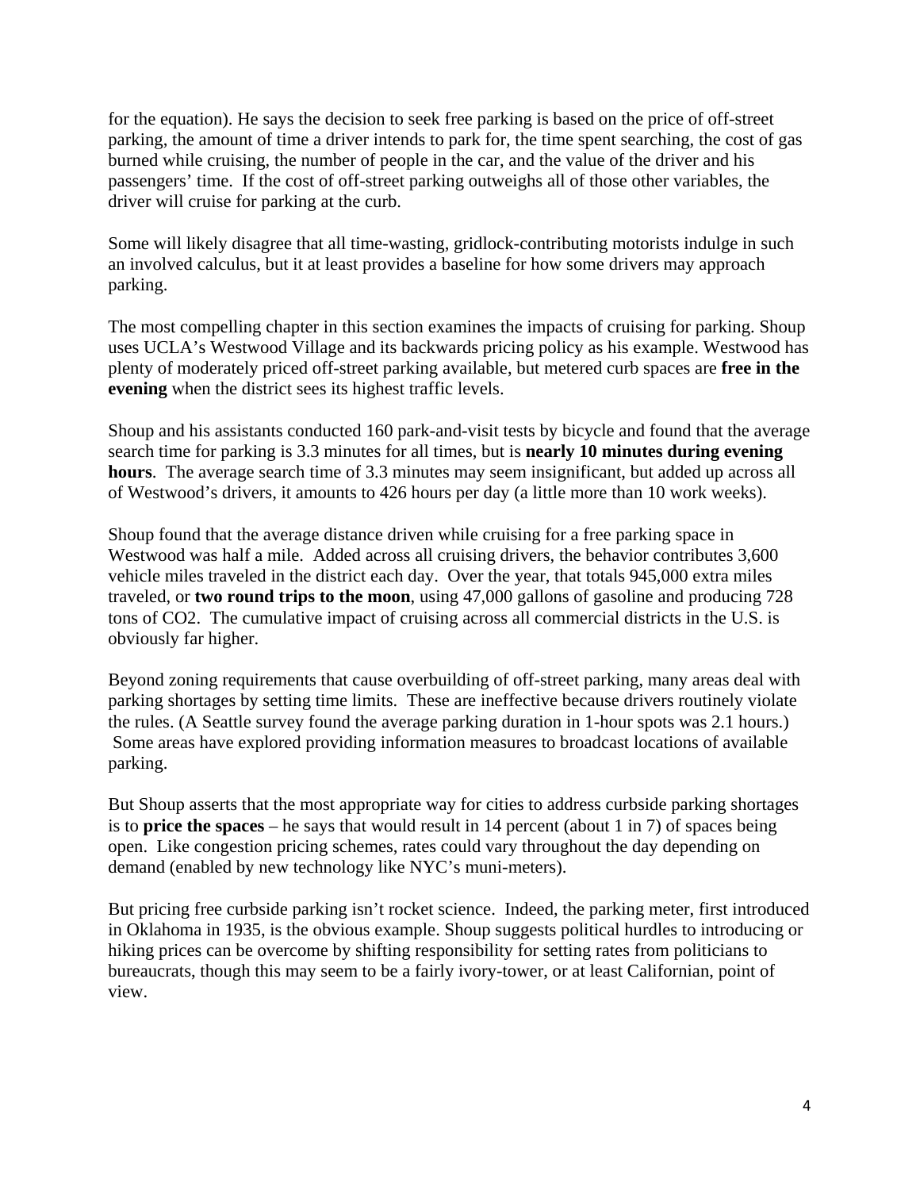for the equation). He says the decision to seek free parking is based on the price of off-street parking, the amount of time a driver intends to park for, the time spent searching, the cost of gas burned while cruising, the number of people in the car, and the value of the driver and his passengers' time. If the cost of off-street parking outweighs all of those other variables, the driver will cruise for parking at the curb.

Some will likely disagree that all time-wasting, gridlock-contributing motorists indulge in such an involved calculus, but it at least provides a baseline for how some drivers may approach parking.

The most compelling chapter in this section examines the impacts of cruising for parking. Shoup uses UCLA's Westwood Village and its backwards pricing policy as his example. Westwood has plenty of moderately priced off-street parking available, but metered curb spaces are **free in the evening** when the district sees its highest traffic levels.

Shoup and his assistants conducted 160 park-and-visit tests by bicycle and found that the average search time for parking is 3.3 minutes for all times, but is **nearly 10 minutes during evening hours**. The average search time of 3.3 minutes may seem insignificant, but added up across all of Westwood's drivers, it amounts to 426 hours per day (a little more than 10 work weeks).

Shoup found that the average distance driven while cruising for a free parking space in Westwood was half a mile. Added across all cruising drivers, the behavior contributes 3,600 vehicle miles traveled in the district each day. Over the year, that totals 945,000 extra miles traveled, or **two round trips to the moon**, using 47,000 gallons of gasoline and producing 728 tons of $CO_2$. The cumulative impact of cruising across all commercial districts in the U.S. is obviously far higher.

Beyond zoning requirements that cause overbuilding of off-street parking, many areas deal with parking shortages by setting time limits. These are ineffective because drivers routinely violate the rules. (A Seattle survey found the average parking duration in 1-hour spots was 2.1 hours.) Some areas have explored providing information measures to broadcast locations of available parking.

But Shoup asserts that the most appropriate way for cities to address curbside parking shortages is to **price the spaces** – he says that would result in 14 percent (about 1 in 7) of spaces being open. Like congestion pricing schemes, rates could vary throughout the day depending on demand (enabled by new technology like NYC's muni-meters).

But pricing free curbside parking isn't rocket science. Indeed, the parking meter, first introduced in Oklahoma in 1935, is the obvious example. Shoup suggests political hurdles to introducing or hiking prices can be overcome by shifting responsibility for setting rates from politicians to bureaucrats, though this may seem to be a fairly ivory-tower, or at least Californian, point of view.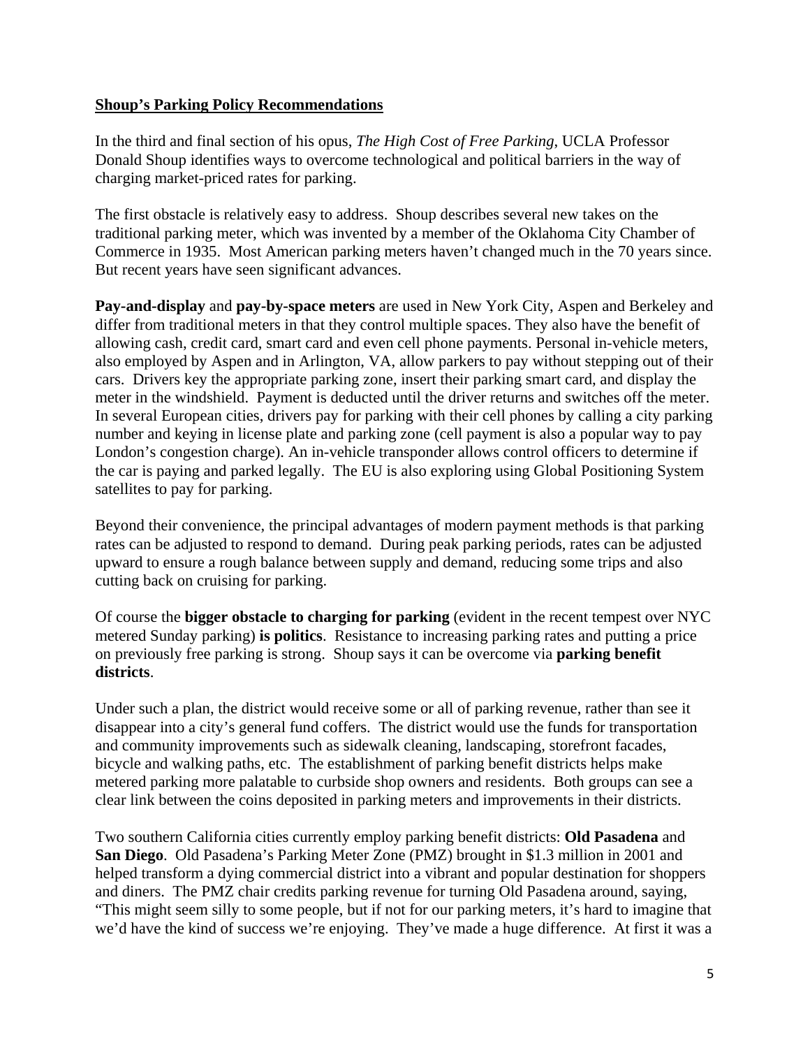**<u>Shoup's Parking Policy Recommendations</u>**

In the third and final section of his opus, *The High Cost of Free Parking*, UCLA Professor Donald Shoup identifies ways to overcome technological and political barriers in the way of charging market-priced rates for parking.

The first obstacle is relatively easy to address. Shoup describes several new takes on the traditional parking meter, which was invented by a member of the Oklahoma City Chamber of Commerce in 1935. Most American parking meters haven't changed much in the 70 years since. But recent years have seen significant advances.

**Pay-and-display** and **pay-by-space meters** are used in New York City, Aspen and Berkeley and differ from traditional meters in that they control multiple spaces. They also have the benefit of allowing cash, credit card, smart card and even cell phone payments. Personal in-vehicle meters, also employed by Aspen and in Arlington, VA, allow parkers to pay without stepping out of their cars. Drivers key the appropriate parking zone, insert their parking smart card, and display the meter in the windshield. Payment is deducted until the driver returns and switches off the meter. In several European cities, drivers pay for parking with their cell phones by calling a city parking number and keying in license plate and parking zone (cell payment is also a popular way to pay London's congestion charge). An in-vehicle transponder allows control officers to determine if the car is paying and parked legally. The EU is also exploring using Global Positioning System satellites to pay for parking.

Beyond their convenience, the principal advantages of modern payment methods is that parking rates can be adjusted to respond to demand. During peak parking periods, rates can be adjusted upward to ensure a rough balance between supply and demand, reducing some trips and also cutting back on cruising for parking.

Of course the **bigger obstacle to charging for parking** (evident in the recent tempest over NYC metered Sunday parking) **is politics**. Resistance to increasing parking rates and putting a price on previously free parking is strong. Shoup says it can be overcome via **parking benefit districts**.

Under such a plan, the district would receive some or all of parking revenue, rather than see it disappear into a city's general fund coffers. The district would use the funds for transportation and community improvements such as sidewalk cleaning, landscaping, storefront facades, bicycle and walking paths, etc. The establishment of parking benefit districts helps make metered parking more palatable to curbside shop owners and residents. Both groups can see a clear link between the coins deposited in parking meters and improvements in their districts.

Two southern California cities currently employ parking benefit districts: **Old Pasadena** and **San Diego**. Old Pasadena's Parking Meter Zone (PMZ) brought in $1.3 million in 2001 and helped transform a dying commercial district into a vibrant and popular destination for shoppers and diners. The PMZ chair credits parking revenue for turning Old Pasadena around, saying, "This might seem silly to some people, but if not for our parking meters, it's hard to imagine that we'd have the kind of success we're enjoying. They've made a huge difference. At first it was a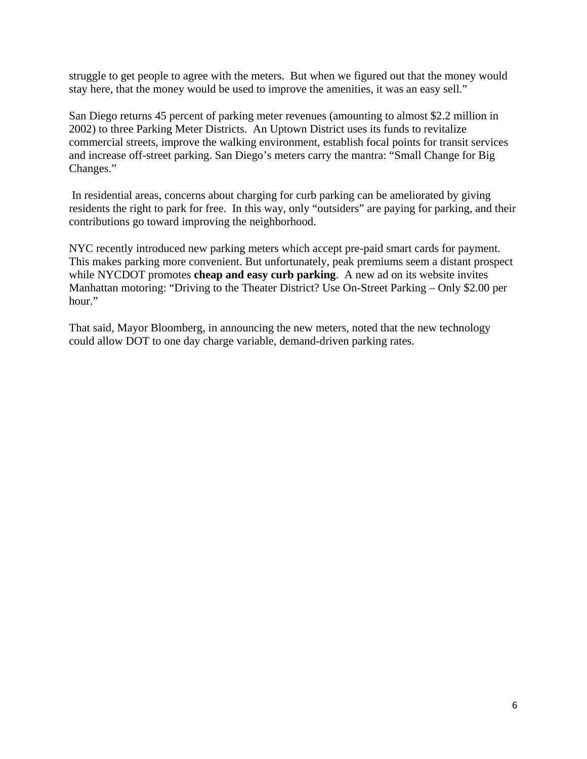struggle to get people to agree with the meters. But when we figured out that the money would stay here, that the money would be used to improve the amenities, it was an easy sell."

San Diego returns 45 percent of parking meter revenues (amounting to almost $2.2 million in 2002) to three Parking Meter Districts. An Uptown District uses its funds to revitalize commercial streets, improve the walking environment, establish focal points for transit services and increase off-street parking. San Diego's meters carry the mantra: "Small Change for Big Changes."

In residential areas, concerns about charging for curb parking can be ameliorated by giving residents the right to park for free. In this way, only "outsiders" are paying for parking, and their contributions go toward improving the neighborhood.

NYC recently introduced new parking meters which accept pre-paid smart cards for payment. This makes parking more convenient. But unfortunately, peak premiums seem a distant prospect while NYCDOT promotes **cheap and easy curb parking**. A new ad on its website invites Manhattan motoring: "Driving to the Theater District? Use On-Street Parking – Only $2.00 per hour."

That said, Mayor Bloomberg, in announcing the new meters, noted that the new technology could allow DOT to one day charge variable, demand-driven parking rates.